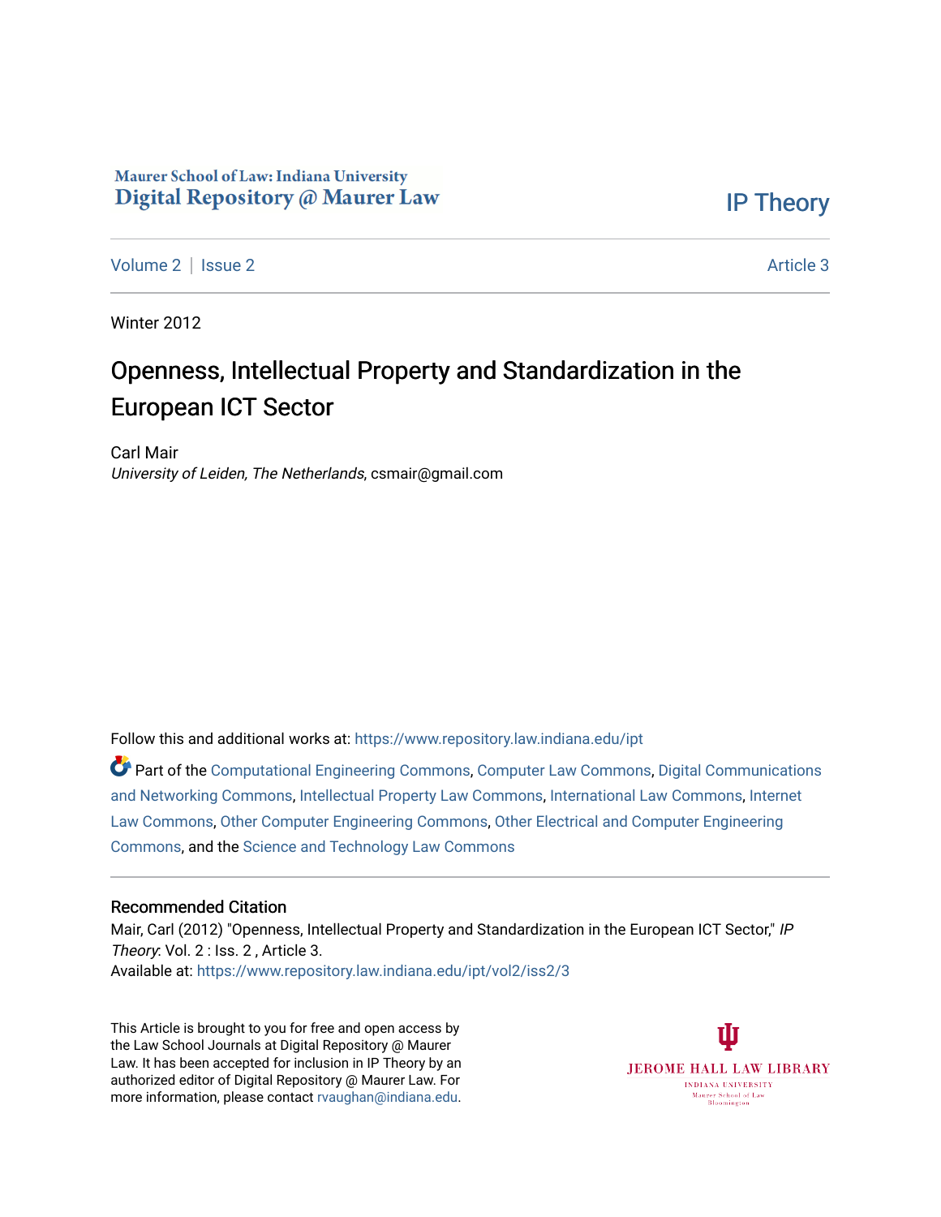Maurer School of Law: Indiana University
Digital Repository @ Maurer Law

IP Theory

Volume 2 | Issue 2 Article 3

Winter 2012

# Openness, Intellectual Property and Standardization in the European ICT Sector

Carl Mair
*University of Leiden, The Netherlands*, csmair@gmail.com

Follow this and additional works at: https://www.repository.law.indiana.edu/ipt

Part of the Computational Engineering Commons, Computer Law Commons, Digital Communications and Networking Commons, Intellectual Property Law Commons, International Law Commons, Internet Law Commons, Other Computer Engineering Commons, Other Electrical and Computer Engineering Commons, and the Science and Technology Law Commons

## Recommended Citation

Mair, Carl (2012) "Openness, Intellectual Property and Standardization in the European ICT Sector," *IP Theory*: Vol. 2 : Iss. 2 , Article 3.
Available at: https://www.repository.law.indiana.edu/ipt/vol2/iss2/3

This Article is brought to you for free and open access by the Law School Journals at Digital Repository @ Maurer Law. It has been accepted for inclusion in IP Theory by an authorized editor of Digital Repository @ Maurer Law. For more information, please contact rvaughan@indiana.edu.

JEROME HALL LAW LIBRARY
INDIANA UNIVERSITY
Maurer School of Law
Bloomington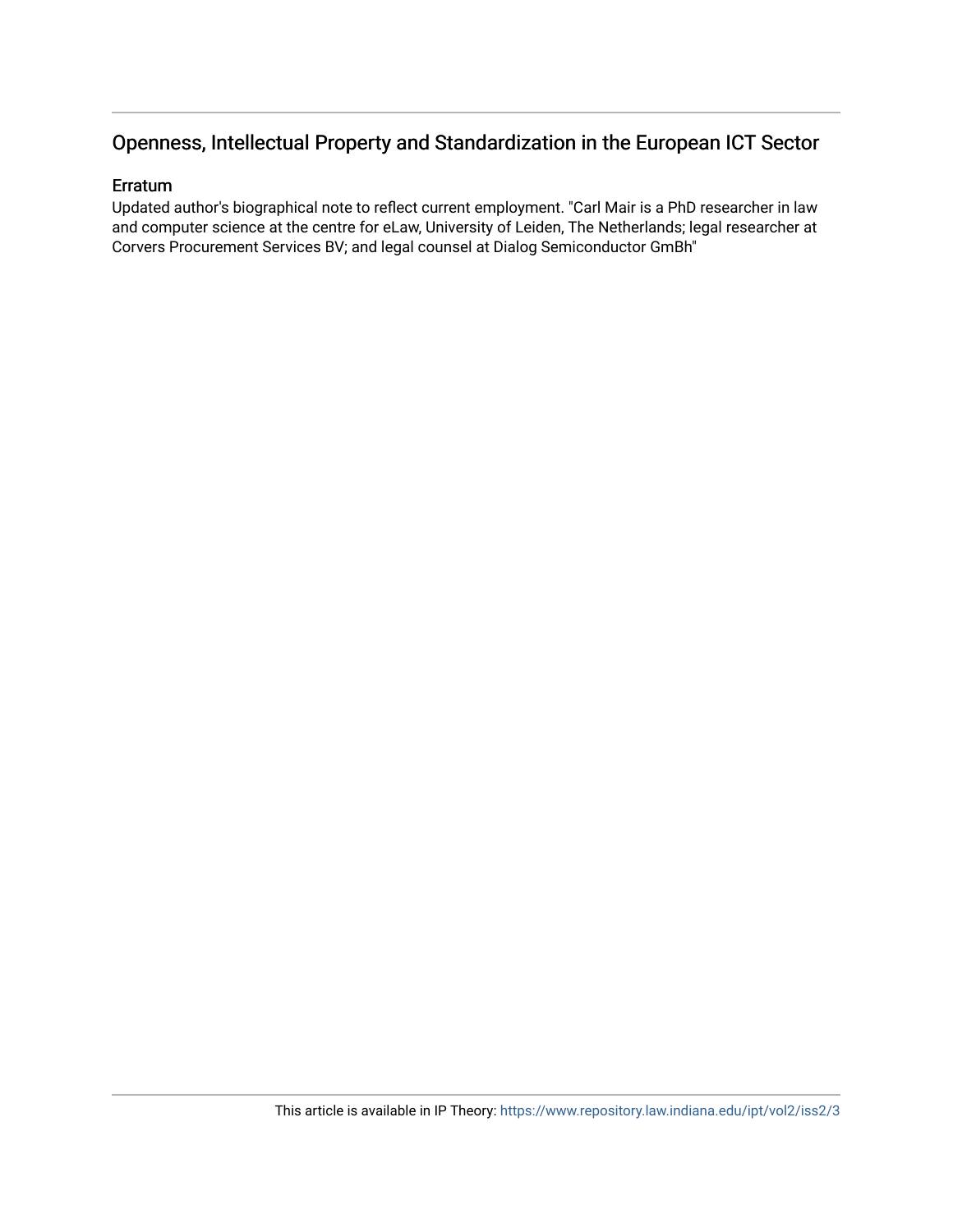# Openness, Intellectual Property and Standardization in the European ICT Sector

## Erratum

Updated author's biographical note to reflect current employment. "Carl Mair is a PhD researcher in law and computer science at the centre for eLaw, University of Leiden, The Netherlands; legal researcher at Corvers Procurement Services BV; and legal counsel at Dialog Semiconductor GmBh"

This article is available in IP Theory: https://www.repository.law.indiana.edu/ipt/vol2/iss2/3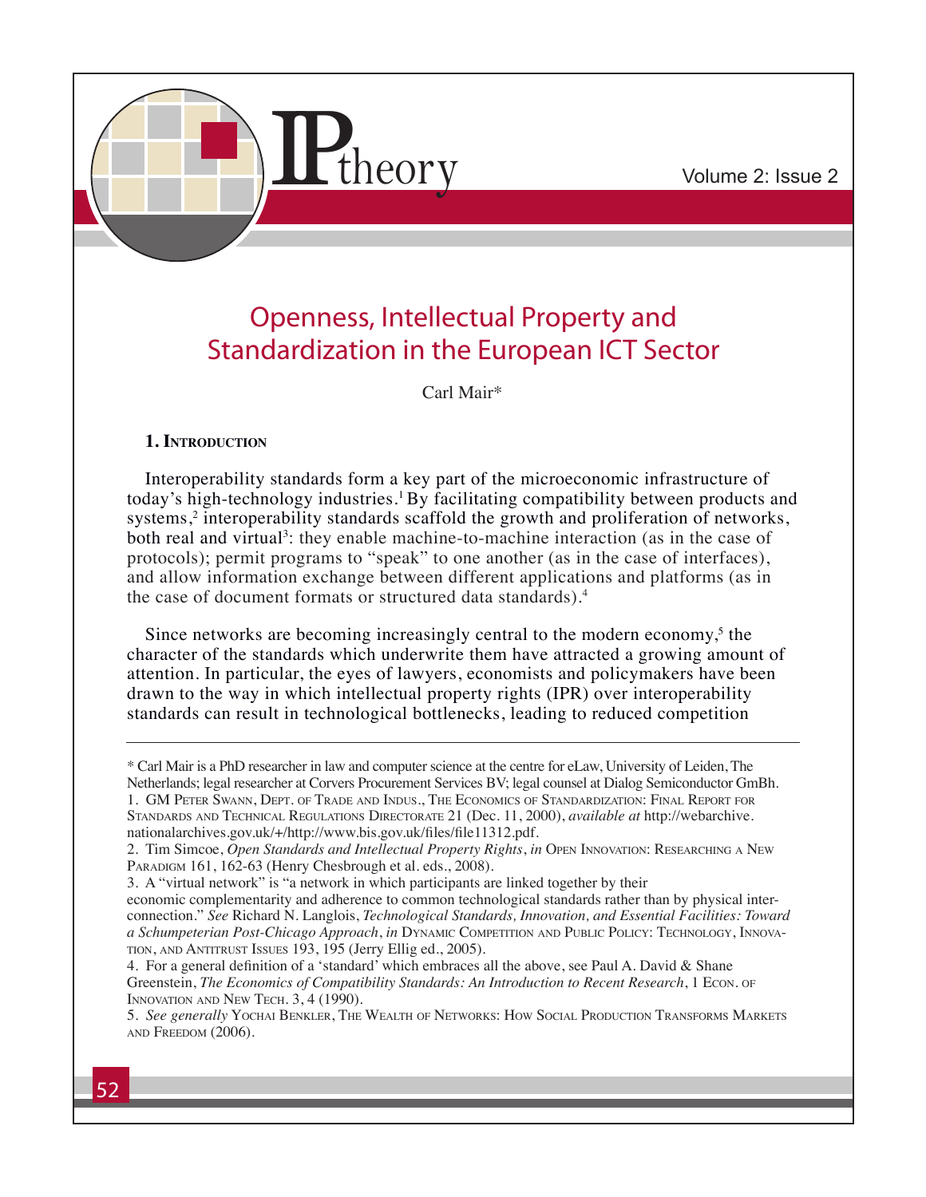# Openness, Intellectual Property and Standardization in the European ICT Sector

Carl Mair*

## 1. Introduction

Interoperability standards form a key part of the microeconomic infrastructure of today's high-technology industries.[1] By facilitating compatibility between products and systems,[2] interoperability standards scaffold the growth and proliferation of networks, both real and virtual[3]: they enable machine-to-machine interaction (as in the case of protocols); permit programs to "speak" to one another (as in the case of interfaces), and allow information exchange between different applications and platforms (as in the case of document formats or structured data standards).[4]

Since networks are becoming increasingly central to the modern economy,[5] the character of the standards which underwrite them have attracted a growing amount of attention. In particular, the eyes of lawyers, economists and policymakers have been drawn to the way in which intellectual property rights (IPR) over interoperability standards can result in technological bottlenecks, leading to reduced competition

---

\* Carl Mair is a PhD researcher in law and computer science at the centre for eLaw, University of Leiden, The Netherlands; legal researcher at Corvers Procurement Services BV; legal counsel at Dialog Semiconductor GmBh.

1. GM Peter Swann, Dept. of Trade and Indus., The Economics of Standardization: Final Report for Standards and Technical Regulations Directorate 21 (Dec. 11, 2000), *available at* http://webarchive.nationalarchives.gov.uk/+/http://www.bis.gov.uk/files/file11312.pdf.

2. Tim Simcoe, *Open Standards and Intellectual Property Rights*, *in* Open Innovation: Researching a New Paradigm 161, 162-63 (Henry Chesbrough et al. eds., 2008).

3. A "virtual network" is "a network in which participants are linked together by their economic complementarity and adherence to common technological standards rather than by physical interconnection." *See* Richard N. Langlois, *Technological Standards, Innovation, and Essential Facilities: Toward a Schumpeterian Post-Chicago Approach*, *in* Dynamic Competition and Public Policy: Technology, Innovation, and Antitrust Issues 193, 195 (Jerry Ellig ed., 2005).

4. For a general definition of a 'standard' which embraces all the above, see Paul A. David & Shane Greenstein, *The Economics of Compatibility Standards: An Introduction to Recent Research*, 1 Econ. of Innovation and New Tech. 3, 4 (1990).

5. *See generally* Yochai Benkler, The Wealth of Networks: How Social Production Transforms Markets and Freedom (2006).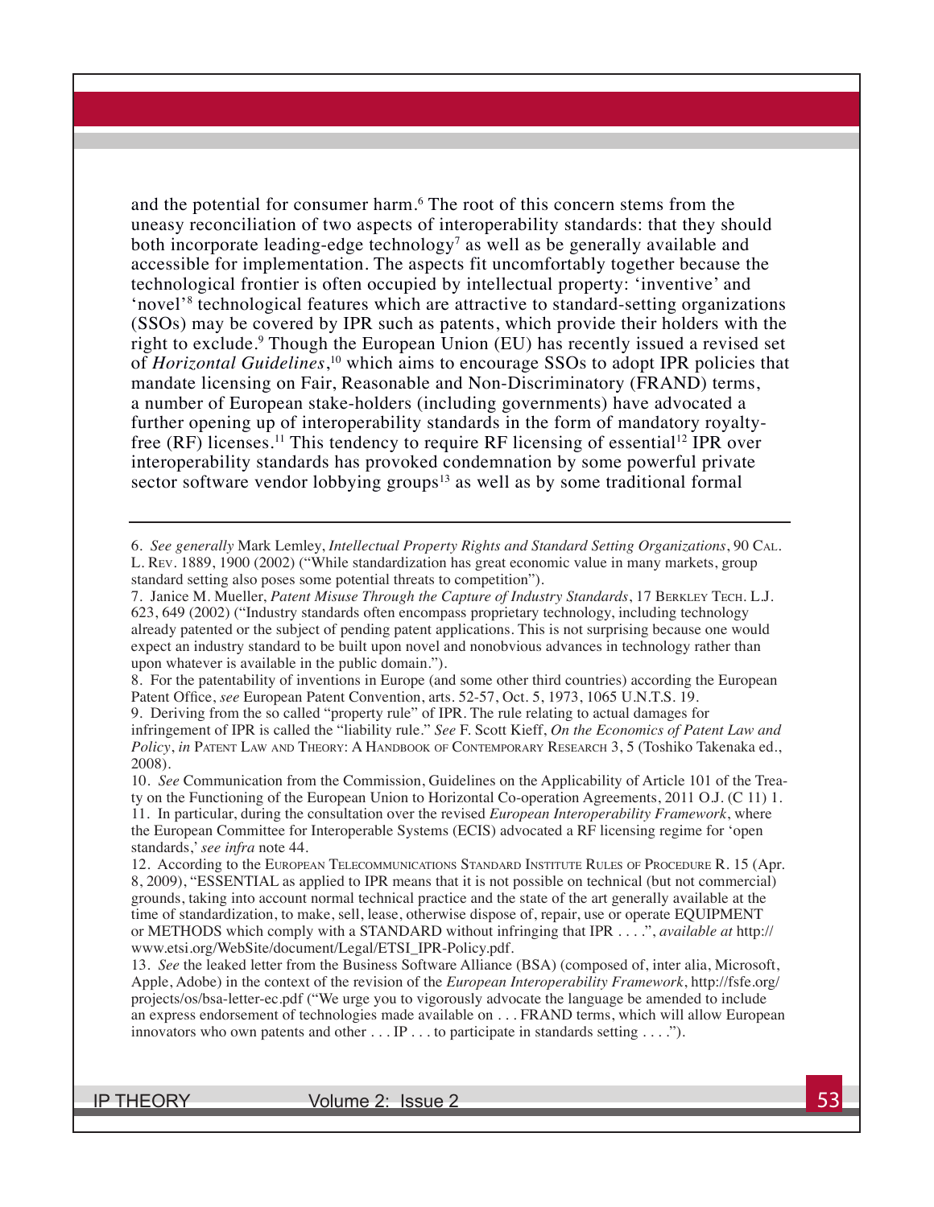and the potential for consumer harm.[6] The root of this concern stems from the uneasy reconciliation of two aspects of interoperability standards: that they should both incorporate leading-edge technology[7] as well as be generally available and accessible for implementation. The aspects fit uncomfortably together because the technological frontier is often occupied by intellectual property: 'inventive' and 'novel'[8] technological features which are attractive to standard-setting organizations (SSOs) may be covered by IPR such as patents, which provide their holders with the right to exclude.[9] Though the European Union (EU) has recently issued a revised set of *Horizontal Guidelines*,[10] which aims to encourage SSOs to adopt IPR policies that mandate licensing on Fair, Reasonable and Non-Discriminatory (FRAND) terms, a number of European stake-holders (including governments) have advocated a further opening up of interoperability standards in the form of mandatory royalty-free (RF) licenses.[11] This tendency to require RF licensing of essential[12] IPR over interoperability standards has provoked condemnation by some powerful private sector software vendor lobbying groups[13] as well as by some traditional formal

---

6. *See generally* Mark Lemley, *Intellectual Property Rights and Standard Setting Organizations*, 90 Cal. L. Rev. 1889, 1900 (2002) ("While standardization has great economic value in many markets, group standard setting also poses some potential threats to competition").

7. Janice M. Mueller, *Patent Misuse Through the Capture of Industry Standards*, 17 Berkley Tech. L.J. 623, 649 (2002) ("Industry standards often encompass proprietary technology, including technology already patented or the subject of pending patent applications. This is not surprising because one would expect an industry standard to be built upon novel and nonobvious advances in technology rather than upon whatever is available in the public domain.").

8. For the patentability of inventions in Europe (and some other third countries) according the European Patent Office, *see* European Patent Convention, arts. 52-57, Oct. 5, 1973, 1065 U.N.T.S. 19.

9. Deriving from the so called "property rule" of IPR. The rule relating to actual damages for infringement of IPR is called the "liability rule." *See* F. Scott Kieff, *On the Economics of Patent Law and Policy*, *in* Patent Law and Theory: A Handbook of Contemporary Research 3, 5 (Toshiko Takenaka ed., 2008).

10. *See* Communication from the Commission, Guidelines on the Applicability of Article 101 of the Treaty on the Functioning of the European Union to Horizontal Co-operation Agreements, 2011 O.J. (C 11) 1.

11. In particular, during the consultation over the revised *European Interoperability Framework*, where the European Committee for Interoperable Systems (ECIS) advocated a RF licensing regime for 'open standards,' *see infra* note 44.

12. According to the European Telecommunications Standard Institute Rules of Procedure R. 15 (Apr. 8, 2009), "ESSENTIAL as applied to IPR means that it is not possible on technical (but not commercial) grounds, taking into account normal technical practice and the state of the art generally available at the time of standardization, to make, sell, lease, otherwise dispose of, repair, use or operate EQUIPMENT or METHODS which comply with a STANDARD without infringing that IPR . . . .", *available at* http://www.etsi.org/WebSite/document/Legal/ETSI_IPR-Policy.pdf.

13. *See* the leaked letter from the Business Software Alliance (BSA) (composed of, inter alia, Microsoft, Apple, Adobe) in the context of the revision of the *European Interoperability Framework*, http://fsfe.org/projects/os/bsa-letter-ec.pdf ("We urge you to vigorously advocate the language be amended to include an express endorsement of technologies made available on . . . FRAND terms, which will allow European innovators who own patents and other . . . IP . . . to participate in standards setting . . . .").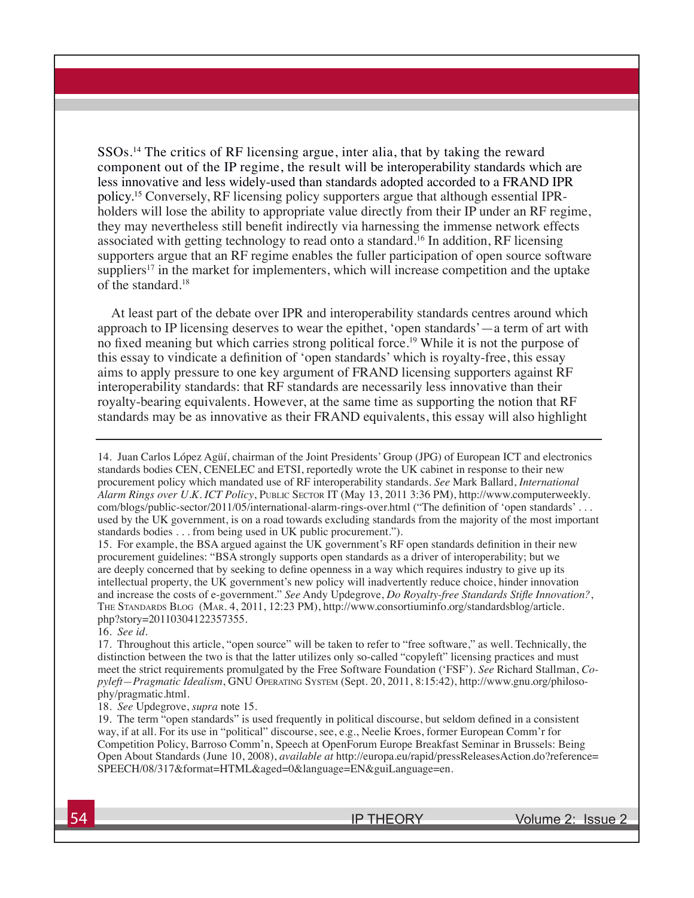SSOs.[14] The critics of RF licensing argue, inter alia, that by taking the reward component out of the IP regime, the result will be interoperability standards which are less innovative and less widely-used than standards adopted accorded to a FRAND IPR policy.[15] Conversely, RF licensing policy supporters argue that although essential IPR-holders will lose the ability to appropriate value directly from their IP under an RF regime, they may nevertheless still benefit indirectly via harnessing the immense network effects associated with getting technology to read onto a standard.[16] In addition, RF licensing supporters argue that an RF regime enables the fuller participation of open source software suppliers[17] in the market for implementers, which will increase competition and the uptake of the standard.[18]

At least part of the debate over IPR and interoperability standards centres around which approach to IP licensing deserves to wear the epithet, 'open standards'—a term of art with no fixed meaning but which carries strong political force.[19] While it is not the purpose of this essay to vindicate a definition of 'open standards' which is royalty-free, this essay aims to apply pressure to one key argument of FRAND licensing supporters against RF interoperability standards: that RF standards are necessarily less innovative than their royalty-bearing equivalents. However, at the same time as supporting the notion that RF standards may be as innovative as their FRAND equivalents, this essay will also highlight

---

14. Juan Carlos López Agüí, chairman of the Joint Presidents' Group (JPG) of European ICT and electronics standards bodies CEN, CENELEC and ETSI, reportedly wrote the UK cabinet in response to their new procurement policy which mandated use of RF interoperability standards. *See* Mark Ballard, *International Alarm Rings over U.K. ICT Policy*, Public Sector IT (May 13, 2011 3:36 PM), http://www.computerweekly.com/blogs/public-sector/2011/05/international-alarm-rings-over.html ("The definition of 'open standards' . . . used by the UK government, is on a road towards excluding standards from the majority of the most important standards bodies . . . from being used in UK public procurement.").

15. For example, the BSA argued against the UK government's RF open standards definition in their new procurement guidelines: "BSA strongly supports open standards as a driver of interoperability; but we are deeply concerned that by seeking to define openness in a way which requires industry to give up its intellectual property, the UK government's new policy will inadvertently reduce choice, hinder innovation and increase the costs of e-government." *See* Andy Updegrove, *Do Royalty-free Standards Stifle Innovation?*, The Standards Blog (Mar. 4, 2011, 12:23 PM), http://www.consortiuminfo.org/standardsblog/article.php?story=20110304122357355.

16. *See id*.

17. Throughout this article, "open source" will be taken to refer to "free software," as well. Technically, the distinction between the two is that the latter utilizes only so-called "copyleft" licensing practices and must meet the strict requirements promulgated by the Free Software Foundation ('FSF'). *See* Richard Stallman, *Copyleft—Pragmatic Idealism*, GNU Operating System (Sept. 20, 2011, 8:15:42), http://www.gnu.org/philosophy/pragmatic.html.

18. *See* Updegrove, *supra* note 15.

19. The term "open standards" is used frequently in political discourse, but seldom defined in a consistent way, if at all. For its use in "political" discourse, see, e.g., Neelie Kroes, former European Comm'r for Competition Policy, Barroso Comm'n, Speech at OpenForum Europe Breakfast Seminar in Brussels: Being Open About Standards (June 10, 2008), *available at* http://europa.eu/rapid/pressReleasesAction.do?reference=SPEECH/08/317&format=HTML&aged=0&language=EN&guiLanguage=en.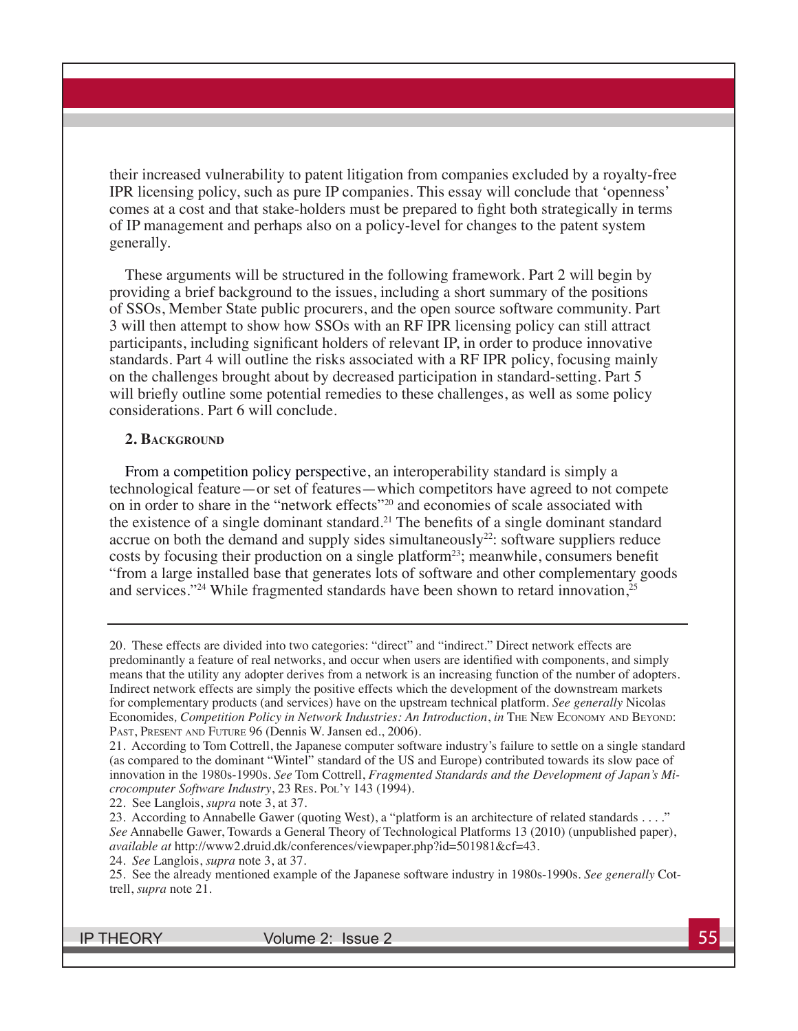their increased vulnerability to patent litigation from companies excluded by a royalty-free IPR licensing policy, such as pure IP companies. This essay will conclude that 'openness' comes at a cost and that stake-holders must be prepared to fight both strategically in terms of IP management and perhaps also on a policy-level for changes to the patent system generally.

These arguments will be structured in the following framework. Part 2 will begin by providing a brief background to the issues, including a short summary of the positions of SSOs, Member State public procurers, and the open source software community. Part 3 will then attempt to show how SSOs with an RF IPR licensing policy can still attract participants, including significant holders of relevant IP, in order to produce innovative standards. Part 4 will outline the risks associated with a RF IPR policy, focusing mainly on the challenges brought about by decreased participation in standard-setting. Part 5 will briefly outline some potential remedies to these challenges, as well as some policy considerations. Part 6 will conclude.

## 2. Background

From a competition policy perspective, an interoperability standard is simply a technological feature—or set of features—which competitors have agreed to not compete on in order to share in the "network effects"[20] and economies of scale associated with the existence of a single dominant standard.[21] The benefits of a single dominant standard accrue on both the demand and supply sides simultaneously[22]: software suppliers reduce costs by focusing their production on a single platform[23]; meanwhile, consumers benefit "from a large installed base that generates lots of software and other complementary goods and services."[24] While fragmented standards have been shown to retard innovation,[25]

---

20. These effects are divided into two categories: "direct" and "indirect." Direct network effects are predominantly a feature of real networks, and occur when users are identified with components, and simply means that the utility any adopter derives from a network is an increasing function of the number of adopters. Indirect network effects are simply the positive effects which the development of the downstream markets for complementary products (and services) have on the upstream technical platform. *See generally* Nicolas Economides, *Competition Policy in Network Industries: An Introduction*, *in* The New Economy and Beyond: Past, Present and Future 96 (Dennis W. Jansen ed., 2006).

21. According to Tom Cottrell, the Japanese computer software industry's failure to settle on a single standard (as compared to the dominant "Wintel" standard of the US and Europe) contributed towards its slow pace of innovation in the 1980s-1990s. *See* Tom Cottrell, *Fragmented Standards and the Development of Japan's Microcomputer Software Industry*, 23 Res. Pol'y 143 (1994).

22. See Langlois, *supra* note 3, at 37.

23. According to Annabelle Gawer (quoting West), a "platform is an architecture of related standards . . . ." *See* Annabelle Gawer, Towards a General Theory of Technological Platforms 13 (2010) (unpublished paper), *available at* http://www2.druid.dk/conferences/viewpaper.php?id=501981&cf=43.

24. *See* Langlois, *supra* note 3, at 37.

25. See the already mentioned example of the Japanese software industry in 1980s-1990s. *See generally* Cottrell, *supra* note 21.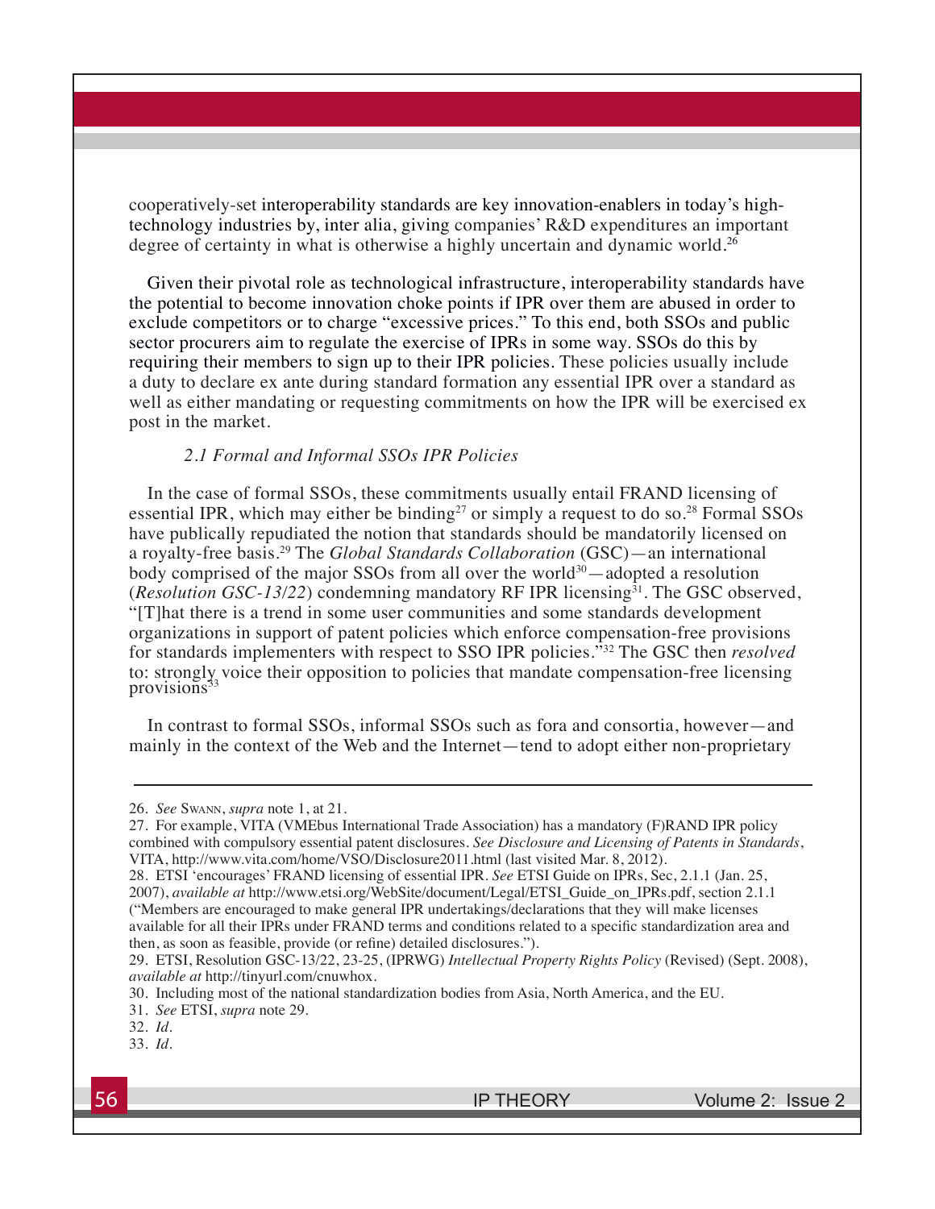cooperatively-set interoperability standards are key innovation-enablers in today's high-technology industries by, inter alia, giving companies' R&D expenditures an important degree of certainty in what is otherwise a highly uncertain and dynamic world.[26]

Given their pivotal role as technological infrastructure, interoperability standards have the potential to become innovation choke points if IPR over them are abused in order to exclude competitors or to charge "excessive prices." To this end, both SSOs and public sector procurers aim to regulate the exercise of IPRs in some way. SSOs do this by requiring their members to sign up to their IPR policies. These policies usually include a duty to declare ex ante during standard formation any essential IPR over a standard as well as either mandating or requesting commitments on how the IPR will be exercised ex post in the market.

### *2.1 Formal and Informal SSOs IPR Policies*

In the case of formal SSOs, these commitments usually entail FRAND licensing of essential IPR, which may either be binding[27] or simply a request to do so.[28] Formal SSOs have publically repudiated the notion that standards should be mandatorily licensed on a royalty-free basis.[29] The *Global Standards Collaboration* (GSC)—an international body comprised of the major SSOs from all over the world[30]—adopted a resolution (*Resolution GSC-13/22*) condemning mandatory RF IPR licensing[31]. The GSC observed, "[T]hat there is a trend in some user communities and some standards development organizations in support of patent policies which enforce compensation-free provisions for standards implementers with respect to SSO IPR policies."[32] The GSC then *resolved* to: strongly voice their opposition to policies that mandate compensation-free licensing provisions[33]

In contrast to formal SSOs, informal SSOs such as fora and consortia, however—and mainly in the context of the Web and the Internet—tend to adopt either non-proprietary

---

26. *See* Swann, *supra* note 1, at 21.

27. For example, VITA (VMEbus International Trade Association) has a mandatory (F)RAND IPR policy combined with compulsory essential patent disclosures. *See Disclosure and Licensing of Patents in Standards*, VITA, http://www.vita.com/home/VSO/Disclosure2011.html (last visited Mar. 8, 2012).

28. ETSI 'encourages' FRAND licensing of essential IPR. *See* ETSI Guide on IPRs, Sec, 2.1.1 (Jan. 25, 2007), *available at* http://www.etsi.org/WebSite/document/Legal/ETSI_Guide_on_IPRs.pdf, section 2.1.1 ("Members are encouraged to make general IPR undertakings/declarations that they will make licenses available for all their IPRs under FRAND terms and conditions related to a specific standardization area and then, as soon as feasible, provide (or refine) detailed disclosures.").

29. ETSI, Resolution GSC-13/22, 23-25, (IPRWG) *Intellectual Property Rights Policy* (Revised) (Sept. 2008), *available at* http://tinyurl.com/cnuwhox.

30. Including most of the national standardization bodies from Asia, North America, and the EU.

31. *See* ETSI, *supra* note 29.

32. *Id*.

33. *Id*.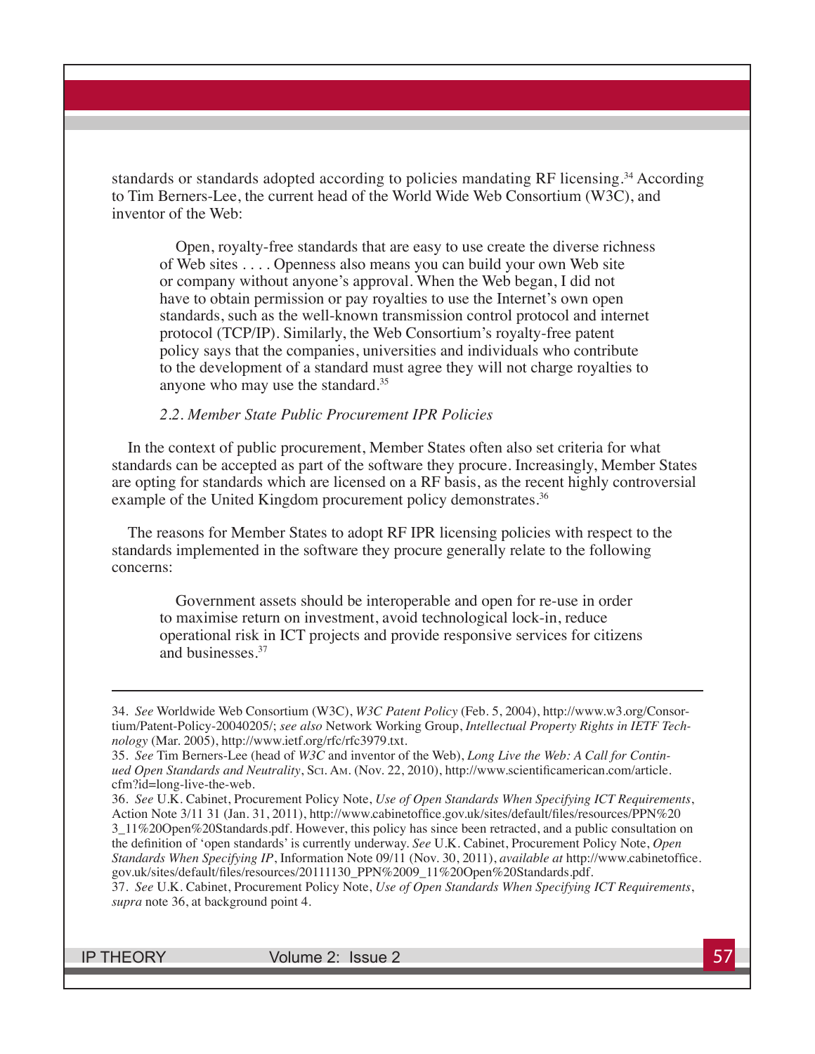standards or standards adopted according to policies mandating RF licensing.[34] According to Tim Berners-Lee, the current head of the World Wide Web Consortium (W3C), and inventor of the Web:

> Open, royalty-free standards that are easy to use create the diverse richness of Web sites . . . . Openness also means you can build your own Web site or company without anyone's approval. When the Web began, I did not have to obtain permission or pay royalties to use the Internet's own open standards, such as the well-known transmission control protocol and internet protocol (TCP/IP). Similarly, the Web Consortium's royalty-free patent policy says that the companies, universities and individuals who contribute to the development of a standard must agree they will not charge royalties to anyone who may use the standard.[35]

### *2.2. Member State Public Procurement IPR Policies*

In the context of public procurement, Member States often also set criteria for what standards can be accepted as part of the software they procure. Increasingly, Member States are opting for standards which are licensed on a RF basis, as the recent highly controversial example of the United Kingdom procurement policy demonstrates.[36]

The reasons for Member States to adopt RF IPR licensing policies with respect to the standards implemented in the software they procure generally relate to the following concerns:

> Government assets should be interoperable and open for re-use in order to maximise return on investment, avoid technological lock-in, reduce operational risk in ICT projects and provide responsive services for citizens and businesses.[37]

---

34. *See* Worldwide Web Consortium (W3C), *W3C Patent Policy* (Feb. 5, 2004), http://www.w3.org/Consortium/Patent-Policy-20040205/; *see also* Network Working Group, *Intellectual Property Rights in IETF Technology* (Mar. 2005), http://www.ietf.org/rfc/rfc3979.txt.

35. *See* Tim Berners-Lee (head of *W3C* and inventor of the Web), *Long Live the Web: A Call for Continued Open Standards and Neutrality*, Sci. Am. (Nov. 22, 2010), http://www.scientificamerican.com/article.cfm?id=long-live-the-web.

36. *See* U.K. Cabinet, Procurement Policy Note, *Use of Open Standards When Specifying ICT Requirements*, Action Note 3/11 31 (Jan. 31, 2011), http://www.cabinetoffice.gov.uk/sites/default/files/resources/PPN%203_11%20Open%20Standards.pdf. However, this policy has since been retracted, and a public consultation on the definition of 'open standards' is currently underway. *See* U.K. Cabinet, Procurement Policy Note, *Open Standards When Specifying IP*, Information Note 09/11 (Nov. 30, 2011), *available at* http://www.cabinetoffice.gov.uk/sites/default/files/resources/20111130_PPN%2009_11%20Open%20Standards.pdf.

37. *See* U.K. Cabinet, Procurement Policy Note, *Use of Open Standards When Specifying ICT Requirements*, *supra* note 36, at background point 4.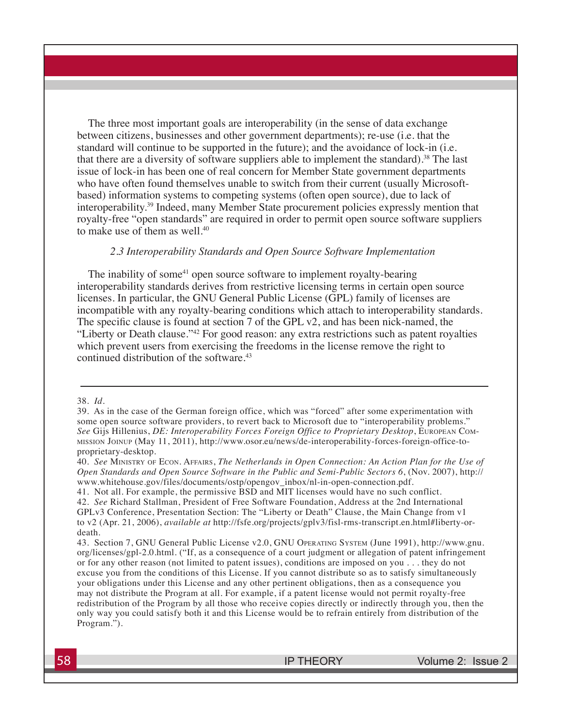The three most important goals are interoperability (in the sense of data exchange between citizens, businesses and other government departments); re-use (i.e. that the standard will continue to be supported in the future); and the avoidance of lock-in (i.e. that there are a diversity of software suppliers able to implement the standard).[38] The last issue of lock-in has been one of real concern for Member State government departments who have often found themselves unable to switch from their current (usually Microsoft-based) information systems to competing systems (often open source), due to lack of interoperability.[39] Indeed, many Member State procurement policies expressly mention that royalty-free "open standards" are required in order to permit open source software suppliers to make use of them as well.[40]

### *2.3 Interoperability Standards and Open Source Software Implementation*

The inability of some[41] open source software to implement royalty-bearing interoperability standards derives from restrictive licensing terms in certain open source licenses. In particular, the GNU General Public License (GPL) family of licenses are incompatible with any royalty-bearing conditions which attach to interoperability standards. The specific clause is found at section 7 of the GPL v2, and has been nick-named, the "Liberty or Death clause."[42] For good reason: any extra restrictions such as patent royalties which prevent users from exercising the freedoms in the license remove the right to continued distribution of the software.[43]

---

38. *Id.*

39. As in the case of the German foreign office, which was "forced" after some experimentation with some open source software providers, to revert back to Microsoft due to "interoperability problems." *See* Gijs Hillenius, *DE: Interoperability Forces Foreign Office to Proprietary Desktop*, European Commission Joinup (May 11, 2011), http://www.osor.eu/news/de-interoperability-forces-foreign-office-to-proprietary-desktop.

40. *See* Ministry of Econ. Affairs, *The Netherlands in Open Connection: An Action Plan for the Use of Open Standards and Open Source Software in the Public and Semi-Public Sectors 6*, (Nov. 2007), http://www.whitehouse.gov/files/documents/ostp/opengov_inbox/nl-in-open-connection.pdf.

41. Not all. For example, the permissive BSD and MIT licenses would have no such conflict.

42. *See* Richard Stallman, President of Free Software Foundation, Address at the 2nd International GPLv3 Conference, Presentation Section: The "Liberty or Death" Clause, the Main Change from v1 to v2 (Apr. 21, 2006), *available at* http://fsfe.org/projects/gplv3/fisl-rms-transcript.en.html#liberty-or-death.

43. Section 7, GNU General Public License v2.0, GNU Operating System (June 1991), http://www.gnu.org/licenses/gpl-2.0.html. ("If, as a consequence of a court judgment or allegation of patent infringement or for any other reason (not limited to patent issues), conditions are imposed on you . . . they do not excuse you from the conditions of this License. If you cannot distribute so as to satisfy simultaneously your obligations under this License and any other pertinent obligations, then as a consequence you may not distribute the Program at all. For example, if a patent license would not permit royalty-free redistribution of the Program by all those who receive copies directly or indirectly through you, then the only way you could satisfy both it and this License would be to refrain entirely from distribution of the Program.").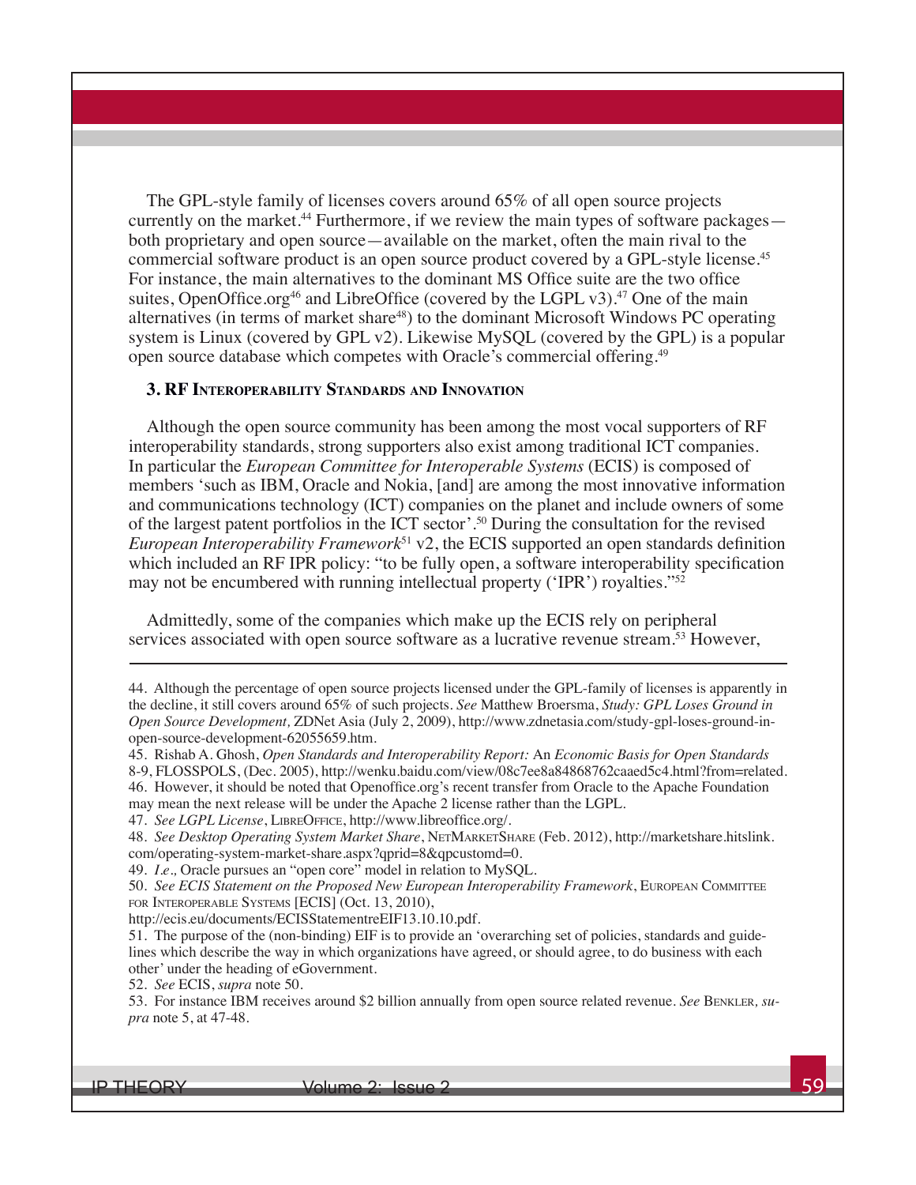The GPL-style family of licenses covers around 65% of all open source projects currently on the market.[44] Furthermore, if we review the main types of software packages—both proprietary and open source—available on the market, often the main rival to the commercial software product is an open source product covered by a GPL-style license.[45] For instance, the main alternatives to the dominant MS Office suite are the two office suites, OpenOffice.org[46] and LibreOffice (covered by the LGPL v3).[47] One of the main alternatives (in terms of market share[48]) to the dominant Microsoft Windows PC operating system is Linux (covered by GPL v2). Likewise MySQL (covered by the GPL) is a popular open source database which competes with Oracle's commercial offering.[49]

### 3. RF Interoperability Standards and Innovation

Although the open source community has been among the most vocal supporters of RF interoperability standards, strong supporters also exist among traditional ICT companies. In particular the *European Committee for Interoperable Systems* (ECIS) is composed of members 'such as IBM, Oracle and Nokia, [and] are among the most innovative information and communications technology (ICT) companies on the planet and include owners of some of the largest patent portfolios in the ICT sector'.[50] During the consultation for the revised *European Interoperability Framework*[51] v2, the ECIS supported an open standards definition which included an RF IPR policy: "to be fully open, a software interoperability specification may not be encumbered with running intellectual property ('IPR') royalties."[52]

Admittedly, some of the companies which make up the ECIS rely on peripheral services associated with open source software as a lucrative revenue stream.[53] However,

---

44. Although the percentage of open source projects licensed under the GPL-family of licenses is apparently in the decline, it still covers around 65% of such projects. *See* Matthew Broersma, *Study: GPL Loses Ground in Open Source Development,* ZDNet Asia (July 2, 2009), http://www.zdnetasia.com/study-gpl-loses-ground-in-open-source-development-62055659.htm.

45. Rishab A. Ghosh, *Open Standards and Interoperability Report:* An *Economic Basis for Open Standards* 8-9, FLOSSPOLS, (Dec. 2005), http://wenku.baidu.com/view/08c7ee8a84868762caaed5c4.html?from=related.

46. However, it should be noted that Openoffice.org's recent transfer from Oracle to the Apache Foundation may mean the next release will be under the Apache 2 license rather than the LGPL.

47. *See LGPL License*, LibreOffice, http://www.libreoffice.org/.

48. *See Desktop Operating System Market Share*, NetMarketShare (Feb. 2012), http://marketshare.hitslink.com/operating-system-market-share.aspx?qprid=8&qpcustomd=0.

49. *I.e.,* Oracle pursues an "open core" model in relation to MySQL.

50. *See ECIS Statement on the Proposed New European Interoperability Framework*, European Committee for Interoperable Systems [ECIS] (Oct. 13, 2010), http://ecis.eu/documents/ECISStatementreEIF13.10.10.pdf.

51. The purpose of the (non-binding) EIF is to provide an 'overarching set of policies, standards and guidelines which describe the way in which organizations have agreed, or should agree, to do business with each other' under the heading of eGovernment.

52. *See* ECIS, *supra* note 50.

53. For instance IBM receives around $2 billion annually from open source related revenue. *See* Benkler, *supra* note 5, at 47-48.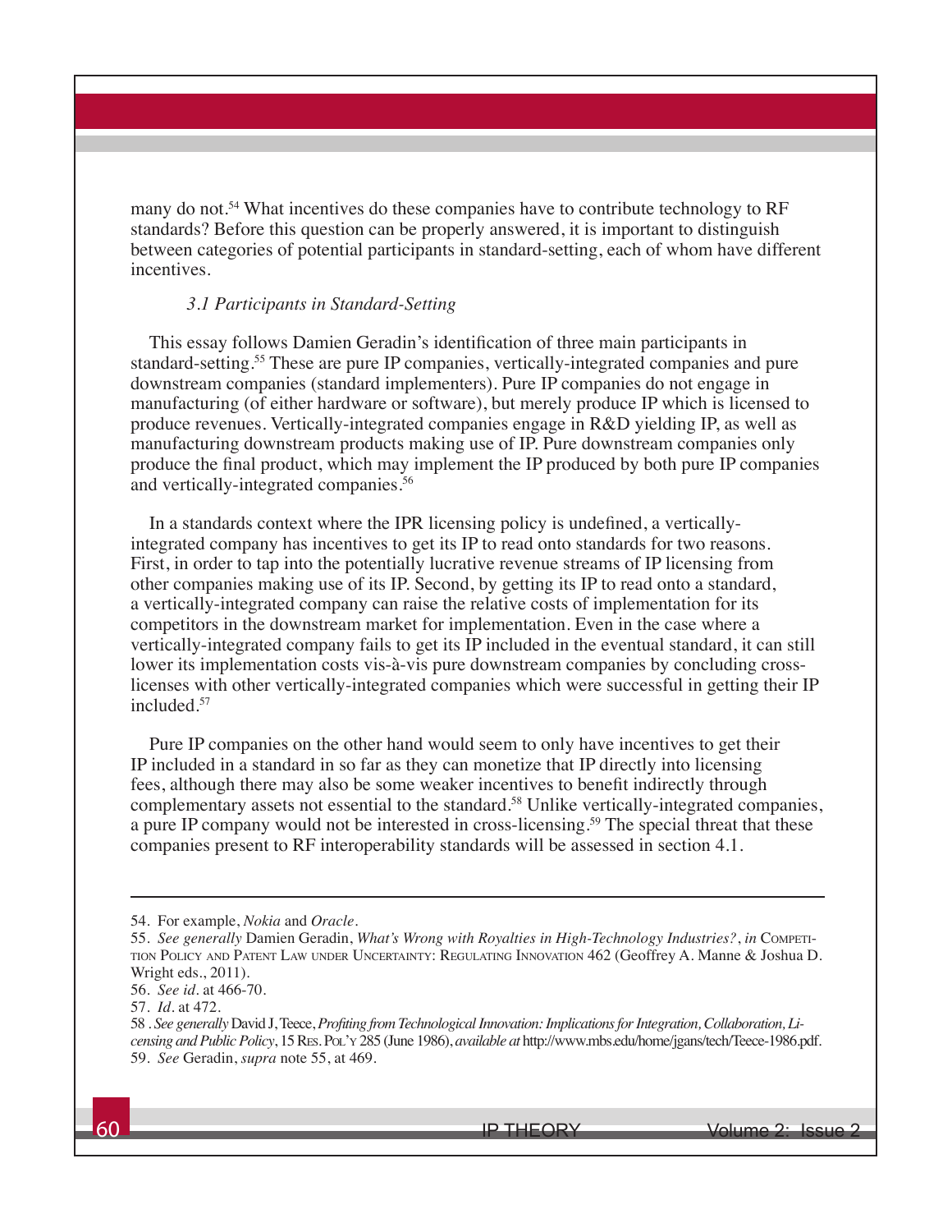many do not.[54] What incentives do these companies have to contribute technology to RF standards? Before this question can be properly answered, it is important to distinguish between categories of potential participants in standard-setting, each of whom have different incentives.

### *3.1 Participants in Standard-Setting*

This essay follows Damien Geradin's identification of three main participants in standard-setting.[55] These are pure IP companies, vertically-integrated companies and pure downstream companies (standard implementers). Pure IP companies do not engage in manufacturing (of either hardware or software), but merely produce IP which is licensed to produce revenues. Vertically-integrated companies engage in R&D yielding IP, as well as manufacturing downstream products making use of IP. Pure downstream companies only produce the final product, which may implement the IP produced by both pure IP companies and vertically-integrated companies.[56]

In a standards context where the IPR licensing policy is undefined, a vertically-integrated company has incentives to get its IP to read onto standards for two reasons. First, in order to tap into the potentially lucrative revenue streams of IP licensing from other companies making use of its IP. Second, by getting its IP to read onto a standard, a vertically-integrated company can raise the relative costs of implementation for its competitors in the downstream market for implementation. Even in the case where a vertically-integrated company fails to get its IP included in the eventual standard, it can still lower its implementation costs vis-à-vis pure downstream companies by concluding cross-licenses with other vertically-integrated companies which were successful in getting their IP included.[57]

Pure IP companies on the other hand would seem to only have incentives to get their IP included in a standard in so far as they can monetize that IP directly into licensing fees, although there may also be some weaker incentives to benefit indirectly through complementary assets not essential to the standard.[58] Unlike vertically-integrated companies, a pure IP company would not be interested in cross-licensing.[59] The special threat that these companies present to RF interoperability standards will be assessed in section 4.1.

---

54. For example, *Nokia* and *Oracle*.

55. *See generally* Damien Geradin, *What's Wrong with Royalties in High-Technology Industries?*, *in* Competition Policy and Patent Law under Uncertainty: Regulating Innovation 462 (Geoffrey A. Manne & Joshua D. Wright eds., 2011).

56. *See id.* at 466-70.

57. *Id.* at 472.

58 . *See generally* David J, Teece, *Profiting from Technological Innovation: Implications for Integration, Collaboration, Licensing and Public Policy*, 15 Res. Pol'y 285 (June 1986), *available at* http://www.mbs.edu/home/jgans/tech/Teece-1986.pdf.

59. *See* Geradin, *supra* note 55, at 469.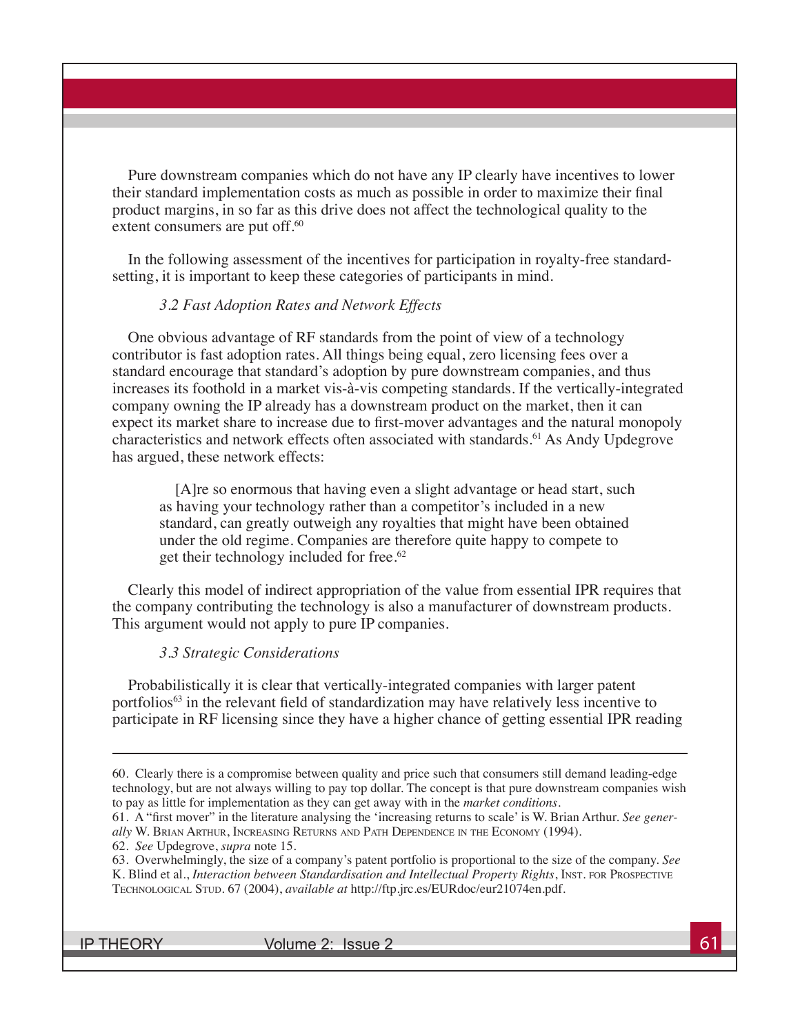Pure downstream companies which do not have any IP clearly have incentives to lower their standard implementation costs as much as possible in order to maximize their final product margins, in so far as this drive does not affect the technological quality to the extent consumers are put off.[60]

In the following assessment of the incentives for participation in royalty-free standard-setting, it is important to keep these categories of participants in mind.

### *3.2 Fast Adoption Rates and Network Effects*

One obvious advantage of RF standards from the point of view of a technology contributor is fast adoption rates. All things being equal, zero licensing fees over a standard encourage that standard's adoption by pure downstream companies, and thus increases its foothold in a market vis-à-vis competing standards. If the vertically-integrated company owning the IP already has a downstream product on the market, then it can expect its market share to increase due to first-mover advantages and the natural monopoly characteristics and network effects often associated with standards.[61] As Andy Updegrove has argued, these network effects:

> [A]re so enormous that having even a slight advantage or head start, such as having your technology rather than a competitor's included in a new standard, can greatly outweigh any royalties that might have been obtained under the old regime. Companies are therefore quite happy to compete to get their technology included for free.[62]

Clearly this model of indirect appropriation of the value from essential IPR requires that the company contributing the technology is also a manufacturer of downstream products. This argument would not apply to pure IP companies.

### *3.3 Strategic Considerations*

Probabilistically it is clear that vertically-integrated companies with larger patent portfolios[63] in the relevant field of standardization may have relatively less incentive to participate in RF licensing since they have a higher chance of getting essential IPR reading

---

60. Clearly there is a compromise between quality and price such that consumers still demand leading-edge technology, but are not always willing to pay top dollar. The concept is that pure downstream companies wish to pay as little for implementation as they can get away with in the *market conditions*.

61. A "first mover" in the literature analysing the 'increasing returns to scale' is W. Brian Arthur. *See generally* W. Brian Arthur, Increasing Returns and Path Dependence in the Economy (1994).

62. *See* Updegrove, *supra* note 15.

63. Overwhelmingly, the size of a company's patent portfolio is proportional to the size of the company. *See* K. Blind et al., *Interaction between Standardisation and Intellectual Property Rights*, Inst. for Prospective Technological Stud. 67 (2004), *available at* http://ftp.jrc.es/EURdoc/eur21074en.pdf.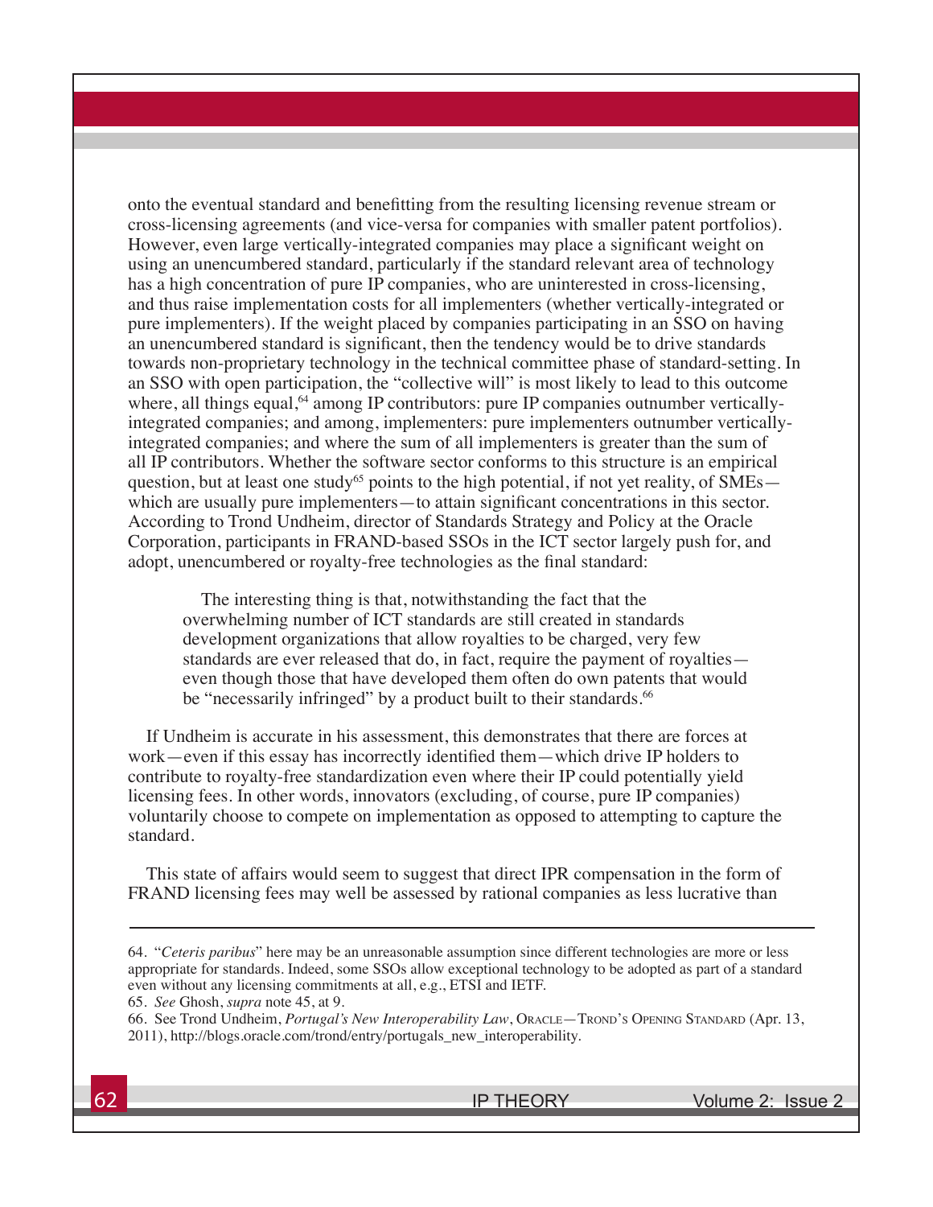onto the eventual standard and benefitting from the resulting licensing revenue stream or cross-licensing agreements (and vice-versa for companies with smaller patent portfolios). However, even large vertically-integrated companies may place a significant weight on using an unencumbered standard, particularly if the standard relevant area of technology has a high concentration of pure IP companies, who are uninterested in cross-licensing, and thus raise implementation costs for all implementers (whether vertically-integrated or pure implementers). If the weight placed by companies participating in an SSO on having an unencumbered standard is significant, then the tendency would be to drive standards towards non-proprietary technology in the technical committee phase of standard-setting. In an SSO with open participation, the "collective will" is most likely to lead to this outcome where, all things equal,[64] among IP contributors: pure IP companies outnumber vertically-integrated companies; and among, implementers: pure implementers outnumber vertically-integrated companies; and where the sum of all implementers is greater than the sum of all IP contributors. Whether the software sector conforms to this structure is an empirical question, but at least one study[65] points to the high potential, if not yet reality, of SMEs—which are usually pure implementers—to attain significant concentrations in this sector. According to Trond Undheim, director of Standards Strategy and Policy at the Oracle Corporation, participants in FRAND-based SSOs in the ICT sector largely push for, and adopt, unencumbered or royalty-free technologies as the final standard:

> The interesting thing is that, notwithstanding the fact that the overwhelming number of ICT standards are still created in standards development organizations that allow royalties to be charged, very few standards are ever released that do, in fact, require the payment of royalties—even though those that have developed them often do own patents that would be "necessarily infringed" by a product built to their standards.[66]

If Undheim is accurate in his assessment, this demonstrates that there are forces at work—even if this essay has incorrectly identified them—which drive IP holders to contribute to royalty-free standardization even where their IP could potentially yield licensing fees. In other words, innovators (excluding, of course, pure IP companies) voluntarily choose to compete on implementation as opposed to attempting to capture the standard.

This state of affairs would seem to suggest that direct IPR compensation in the form of FRAND licensing fees may well be assessed by rational companies as less lucrative than

---

64. "*Ceteris paribus*" here may be an unreasonable assumption since different technologies are more or less appropriate for standards. Indeed, some SSOs allow exceptional technology to be adopted as part of a standard even without any licensing commitments at all, e.g., ETSI and IETF.

65. *See* Ghosh, *supra* note 45, at 9.

66. See Trond Undheim, *Portugal's New Interoperability Law*, Oracle—Trond's Opening Standard (Apr. 13, 2011), http://blogs.oracle.com/trond/entry/portugals_new_interoperability.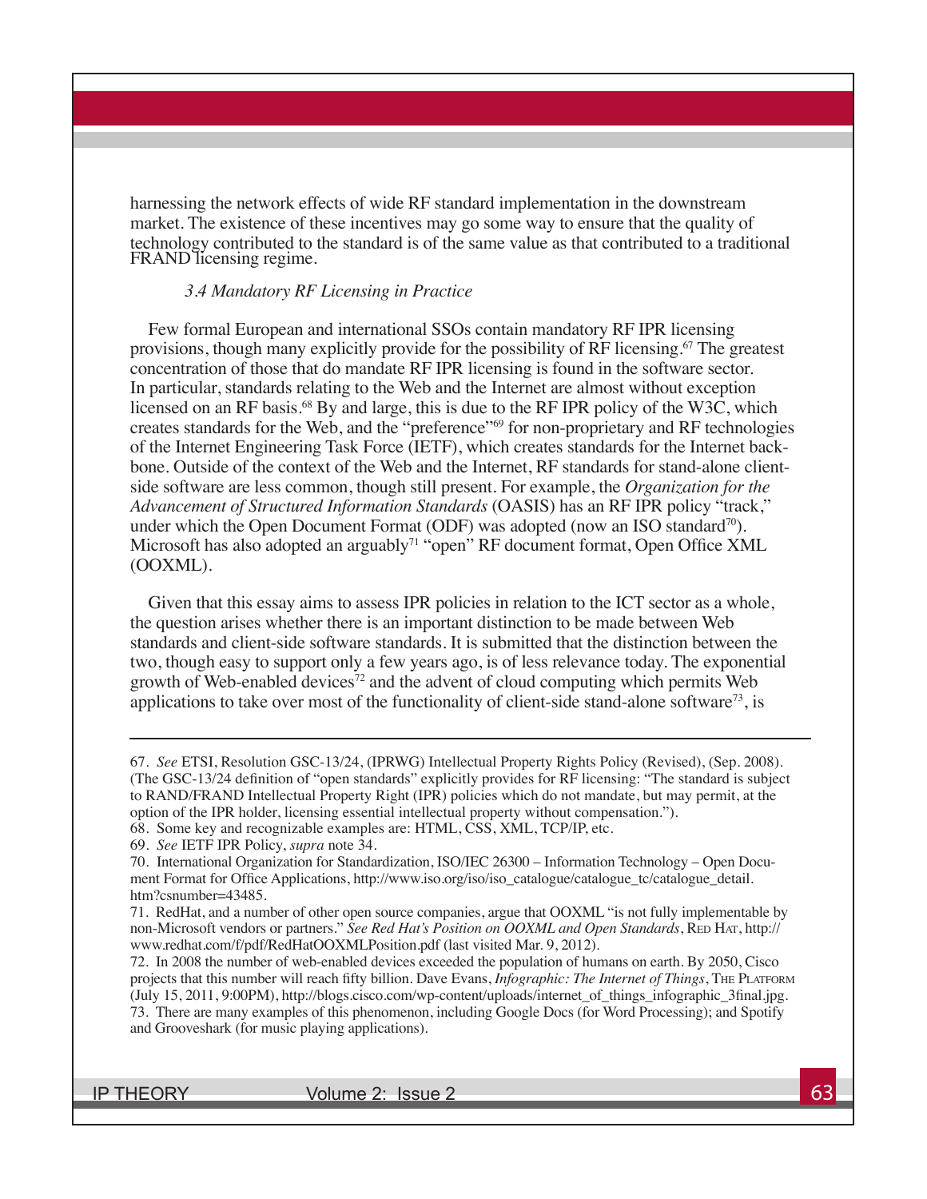harnessing the network effects of wide RF standard implementation in the downstream market. The existence of these incentives may go some way to ensure that the quality of technology contributed to the standard is of the same value as that contributed to a traditional FRAND licensing regime.

### *3.4 Mandatory RF Licensing in Practice*

Few formal European and international SSOs contain mandatory RF IPR licensing provisions, though many explicitly provide for the possibility of RF licensing.[67] The greatest concentration of those that do mandate RF IPR licensing is found in the software sector. In particular, standards relating to the Web and the Internet are almost without exception licensed on an RF basis.[68] By and large, this is due to the RF IPR policy of the W3C, which creates standards for the Web, and the "preference"[69] for non-proprietary and RF technologies of the Internet Engineering Task Force (IETF), which creates standards for the Internet backbone. Outside of the context of the Web and the Internet, RF standards for stand-alone client-side software are less common, though still present. For example, the *Organization for the Advancement of Structured Information Standards* (OASIS) has an RF IPR policy "track," under which the Open Document Format (ODF) was adopted (now an ISO standard[70]). Microsoft has also adopted an arguably[71] "open" RF document format, Open Office XML (OOXML).

Given that this essay aims to assess IPR policies in relation to the ICT sector as a whole, the question arises whether there is an important distinction to be made between Web standards and client-side software standards. It is submitted that the distinction between the two, though easy to support only a few years ago, is of less relevance today. The exponential growth of Web-enabled devices[72] and the advent of cloud computing which permits Web applications to take over most of the functionality of client-side stand-alone software[73], is

---

67. *See* ETSI, Resolution GSC-13/24, (IPRWG) Intellectual Property Rights Policy (Revised), (Sep. 2008). (The GSC-13/24 definition of "open standards" explicitly provides for RF licensing: "The standard is subject to RAND/FRAND Intellectual Property Right (IPR) policies which do not mandate, but may permit, at the option of the IPR holder, licensing essential intellectual property without compensation.").

68. Some key and recognizable examples are: HTML, CSS, XML, TCP/IP, etc.

69. *See* IETF IPR Policy, *supra* note 34.

70. International Organization for Standardization, ISO/IEC 26300 – Information Technology – Open Document Format for Office Applications, http://www.iso.org/iso/iso_catalogue/catalogue_tc/catalogue_detail.htm?csnumber=43485.

71. RedHat, and a number of other open source companies, argue that OOXML "is not fully implementable by non-Microsoft vendors or partners." *See Red Hat's Position on OOXML and Open Standards*, Red Hat, http://www.redhat.com/f/pdf/RedHatOOXMLPosition.pdf (last visited Mar. 9, 2012).

72. In 2008 the number of web-enabled devices exceeded the population of humans on earth. By 2050, Cisco projects that this number will reach fifty billion. Dave Evans, *Infographic: The Internet of Things*, The Platform (July 15, 2011, 9:00PM), http://blogs.cisco.com/wp-content/uploads/internet_of_things_infographic_3final.jpg.

73. There are many examples of this phenomenon, including Google Docs (for Word Processing); and Spotify and Grooveshark (for music playing applications).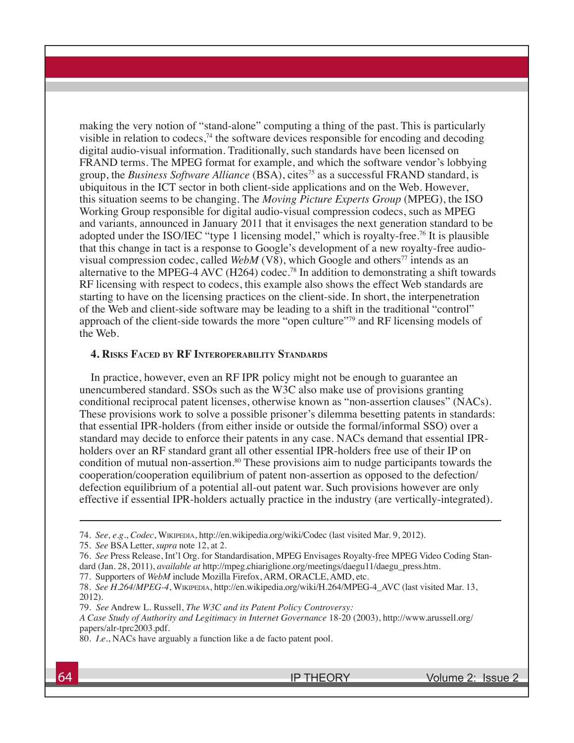making the very notion of "stand-alone" computing a thing of the past. This is particularly visible in relation to codecs,[74] the software devices responsible for encoding and decoding digital audio-visual information. Traditionally, such standards have been licensed on FRAND terms. The MPEG format for example, and which the software vendor's lobbying group, the *Business Software Alliance* (BSA), cites[75] as a successful FRAND standard, is ubiquitous in the ICT sector in both client-side applications and on the Web. However, this situation seems to be changing. The *Moving Picture Experts Group* (MPEG), the ISO Working Group responsible for digital audio-visual compression codecs, such as MPEG and variants, announced in January 2011 that it envisages the next generation standard to be adopted under the ISO/IEC "type 1 licensing model," which is royalty-free.[76] It is plausible that this change in tact is a response to Google's development of a new royalty-free audio-visual compression codec, called *WebM* (V8), which Google and others[77] intends as an alternative to the MPEG-4 AVC (H264) codec.[78] In addition to demonstrating a shift towards RF licensing with respect to codecs, this example also shows the effect Web standards are starting to have on the licensing practices on the client-side. In short, the interpenetration of the Web and client-side software may be leading to a shift in the traditional "control" approach of the client-side towards the more "open culture"[79] and RF licensing models of the Web.

#### 4. Risks Faced by RF Interoperability Standards

In practice, however, even an RF IPR policy might not be enough to guarantee an unencumbered standard. SSOs such as the W3C also make use of provisions granting conditional reciprocal patent licenses, otherwise known as "non-assertion clauses" (NACs). These provisions work to solve a possible prisoner's dilemma besetting patents in standards: that essential IPR-holders (from either inside or outside the formal/informal SSO) over a standard may decide to enforce their patents in any case. NACs demand that essential IPR-holders over an RF standard grant all other essential IPR-holders free use of their IP on condition of mutual non-assertion.[80] These provisions aim to nudge participants towards the cooperation/cooperation equilibrium of patent non-assertion as opposed to the defection/defection equilibrium of a potential all-out patent war. Such provisions however are only effective if essential IPR-holders actually practice in the industry (are vertically-integrated).

---

74. *See, e.g.*, *Codec*, Wikipedia, http://en.wikipedia.org/wiki/Codec (last visited Mar. 9, 2012).

75. *See* BSA Letter, *supra* note 12, at 2.

76. *See* Press Release, Int'l Org. for Standardisation, MPEG Envisages Royalty-free MPEG Video Coding Standard (Jan. 28, 2011), *available at* http://mpeg.chiariglione.org/meetings/daegu11/daegu_press.htm.

77. Supporters of *WebM* include Mozilla Firefox, ARM, ORACLE, AMD, etc.

78. *See H.264/MPEG-4*, Wikipedia, http://en.wikipedia.org/wiki/H.264/MPEG-4_AVC (last visited Mar. 13, 2012).

79. *See* Andrew L. Russell, *The W3C and its Patent Policy Controversy: A Case Study of Authority and Legitimacy in Internet Governance* 18-20 (2003), http://www.arussell.org/papers/alr-tprc2003.pdf.

80. *I.e.*, NACs have arguably a function like a de facto patent pool.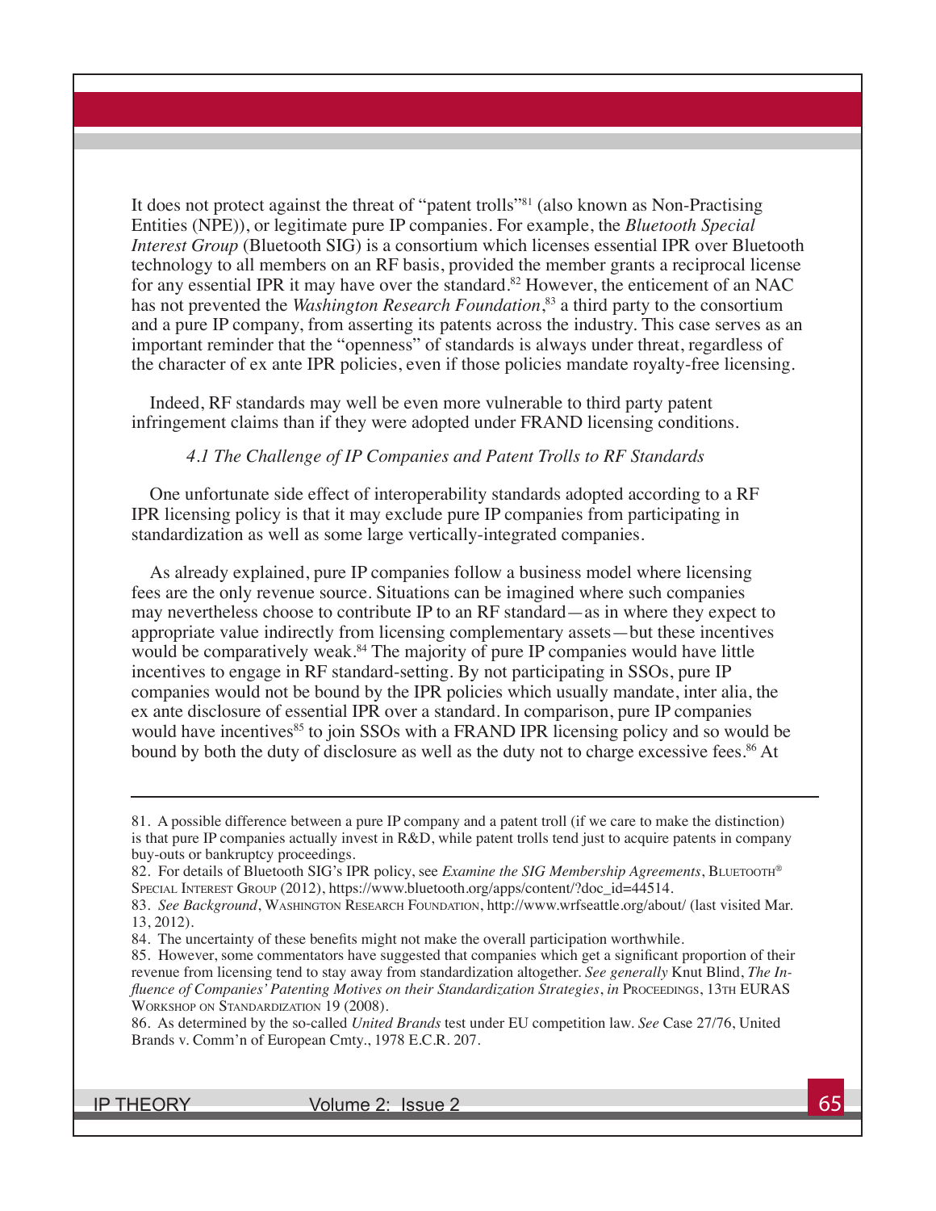It does not protect against the threat of "patent trolls"[81] (also known as Non-Practising Entities (NPE)), or legitimate pure IP companies. For example, the *Bluetooth Special Interest Group* (Bluetooth SIG) is a consortium which licenses essential IPR over Bluetooth technology to all members on an RF basis, provided the member grants a reciprocal license for any essential IPR it may have over the standard.[82] However, the enticement of an NAC has not prevented the *Washington Research Foundation*,[83] a third party to the consortium and a pure IP company, from asserting its patents across the industry. This case serves as an important reminder that the "openness" of standards is always under threat, regardless of the character of ex ante IPR policies, even if those policies mandate royalty-free licensing.

Indeed, RF standards may well be even more vulnerable to third party patent infringement claims than if they were adopted under FRAND licensing conditions.

### *4.1 The Challenge of IP Companies and Patent Trolls to RF Standards*

One unfortunate side effect of interoperability standards adopted according to a RF IPR licensing policy is that it may exclude pure IP companies from participating in standardization as well as some large vertically-integrated companies.

As already explained, pure IP companies follow a business model where licensing fees are the only revenue source. Situations can be imagined where such companies may nevertheless choose to contribute IP to an RF standard—as in where they expect to appropriate value indirectly from licensing complementary assets—but these incentives would be comparatively weak.[84] The majority of pure IP companies would have little incentives to engage in RF standard-setting. By not participating in SSOs, pure IP companies would not be bound by the IPR policies which usually mandate, inter alia, the ex ante disclosure of essential IPR over a standard. In comparison, pure IP companies would have incentives[85] to join SSOs with a FRAND IPR licensing policy and so would be bound by both the duty of disclosure as well as the duty not to charge excessive fees.[86] At

---

81. A possible difference between a pure IP company and a patent troll (if we care to make the distinction) is that pure IP companies actually invest in R&D, while patent trolls tend just to acquire patents in company buy-outs or bankruptcy proceedings.

82. For details of Bluetooth SIG's IPR policy, see *Examine the SIG Membership Agreements*, Bluetooth® Special Interest Group (2012), https://www.bluetooth.org/apps/content/?doc_id=44514.

83. *See Background*, Washington Research Foundation, http://www.wrfseattle.org/about/ (last visited Mar. 13, 2012).

84. The uncertainty of these benefits might not make the overall participation worthwhile.

85. However, some commentators have suggested that companies which get a significant proportion of their revenue from licensing tend to stay away from standardization altogether. *See generally* Knut Blind, *The Influence of Companies' Patenting Motives on their Standardization Strategies*, *in* Proceedings, 13th EURAS Workshop on Standardization 19 (2008).

86. As determined by the so-called *United Brands* test under EU competition law. *See* Case 27/76, United Brands v. Comm'n of European Cmty., 1978 E.C.R. 207.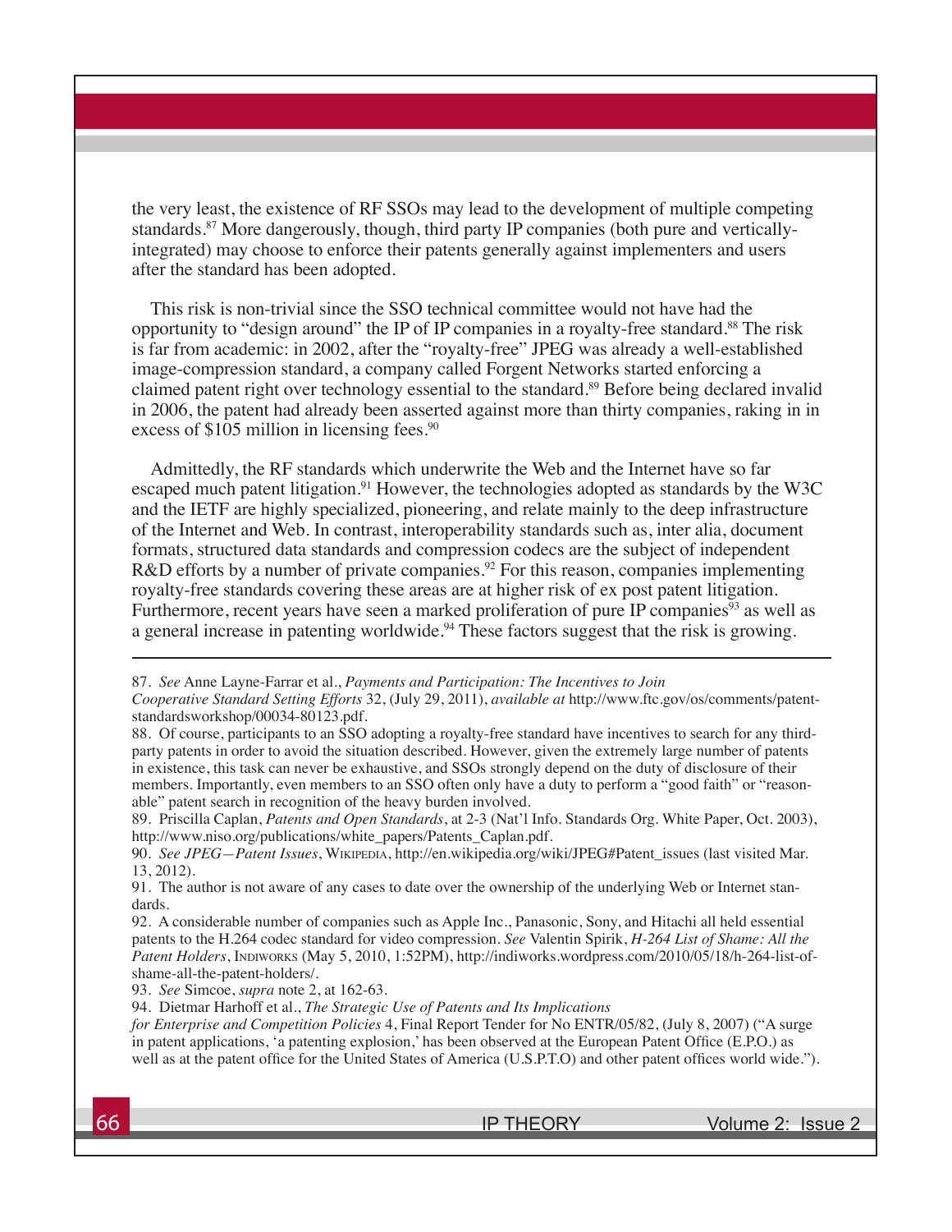the very least, the existence of RF SSOs may lead to the development of multiple competing standards.[87] More dangerously, though, third party IP companies (both pure and vertically-integrated) may choose to enforce their patents generally against implementers and users after the standard has been adopted.

This risk is non-trivial since the SSO technical committee would not have had the opportunity to "design around" the IP of IP companies in a royalty-free standard.[88] The risk is far from academic: in 2002, after the "royalty-free" JPEG was already a well-established image-compression standard, a company called Forgent Networks started enforcing a claimed patent right over technology essential to the standard.[89] Before being declared invalid in 2006, the patent had already been asserted against more than thirty companies, raking in in excess of $105 million in licensing fees.[90]

Admittedly, the RF standards which underwrite the Web and the Internet have so far escaped much patent litigation.[91] However, the technologies adopted as standards by the W3C and the IETF are highly specialized, pioneering, and relate mainly to the deep infrastructure of the Internet and Web. In contrast, interoperability standards such as, inter alia, document formats, structured data standards and compression codecs are the subject of independent R&D efforts by a number of private companies.[92] For this reason, companies implementing royalty-free standards covering these areas are at higher risk of ex post patent litigation. Furthermore, recent years have seen a marked proliferation of pure IP companies[93] as well as a general increase in patenting worldwide.[94] These factors suggest that the risk is growing.

---

87. *See* Anne Layne-Farrar et al., *Payments and Participation: The Incentives to Join Cooperative Standard Setting Efforts* 32, (July 29, 2011), *available at* http://www.ftc.gov/os/comments/patent-standardsworkshop/00034-80123.pdf.

88. Of course, participants to an SSO adopting a royalty-free standard have incentives to search for any third-party patents in order to avoid the situation described. However, given the extremely large number of patents in existence, this task can never be exhaustive, and SSOs strongly depend on the duty of disclosure of their members. Importantly, even members to an SSO often only have a duty to perform a "good faith" or "reasonable" patent search in recognition of the heavy burden involved.

89. Priscilla Caplan, *Patents and Open Standards*, at 2-3 (Nat'l Info. Standards Org. White Paper, Oct. 2003), http://www.niso.org/publications/white_papers/Patents_Caplan.pdf.

90. *See JPEG—Patent Issues*, Wikipedia, http://en.wikipedia.org/wiki/JPEG#Patent_issues (last visited Mar. 13, 2012).

91. The author is not aware of any cases to date over the ownership of the underlying Web or Internet standards.

92. A considerable number of companies such as Apple Inc., Panasonic, Sony, and Hitachi all held essential patents to the H.264 codec standard for video compression. *See* Valentin Spirik, *H-264 List of Shame: All the Patent Holders*, Indiworks (May 5, 2010, 1:52PM), http://indiworks.wordpress.com/2010/05/18/h-264-list-of-shame-all-the-patent-holders/.

93. *See* Simcoe, *supra* note 2, at 162-63.

94. Dietmar Harhoff et al., *The Strategic Use of Patents and Its Implications for Enterprise and Competition Policies* 4, Final Report Tender for No ENTR/05/82, (July 8, 2007) ("A surge in patent applications, 'a patenting explosion,' has been observed at the European Patent Office (E.P.O.) as well as at the patent office for the United States of America (U.S.P.T.O) and other patent offices world wide.").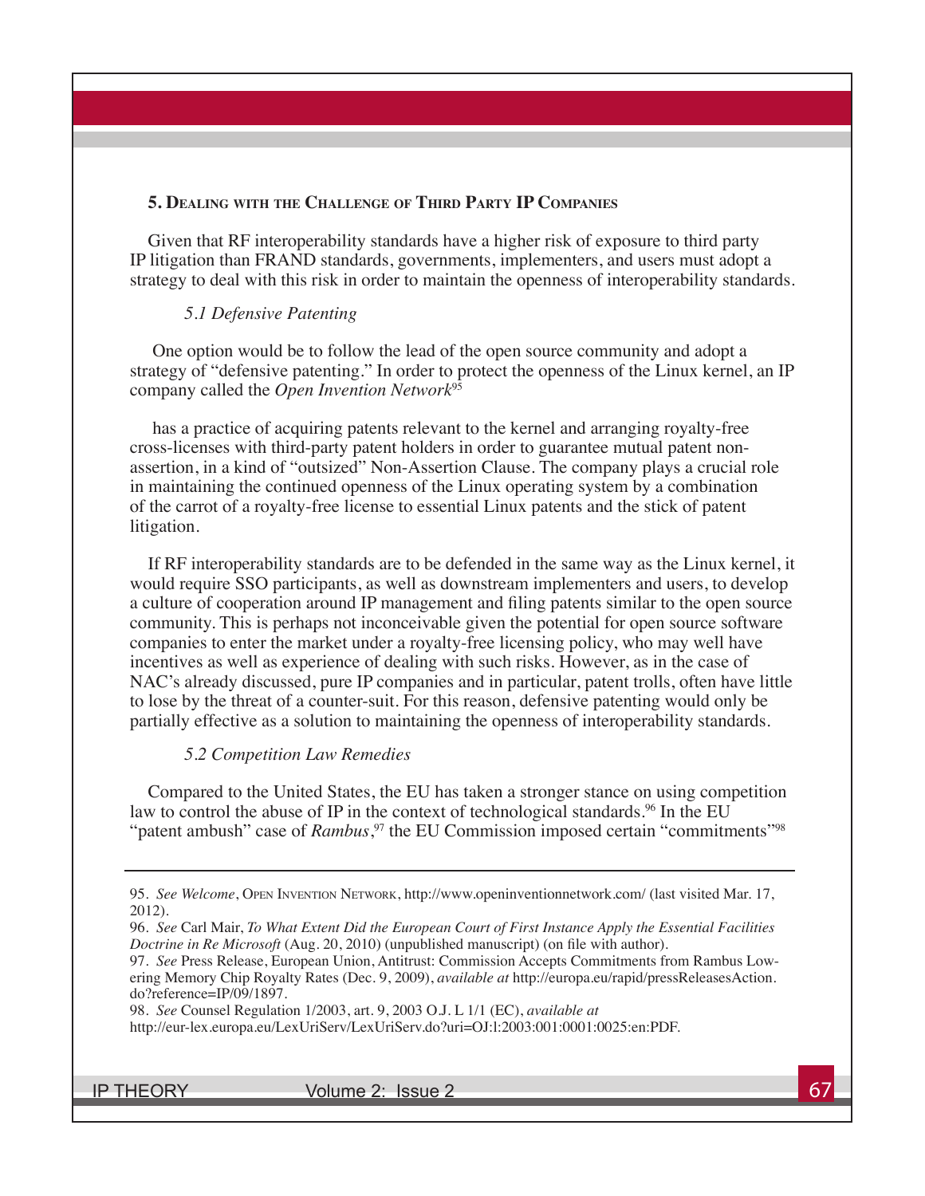### 5. Dealing with the Challenge of Third Party IP Companies

Given that RF interoperability standards have a higher risk of exposure to third party IP litigation than FRAND standards, governments, implementers, and users must adopt a strategy to deal with this risk in order to maintain the openness of interoperability standards.

#### *5.1 Defensive Patenting*

One option would be to follow the lead of the open source community and adopt a strategy of "defensive patenting." In order to protect the openness of the Linux kernel, an IP company called the *Open Invention Network*[95]

has a practice of acquiring patents relevant to the kernel and arranging royalty-free cross-licenses with third-party patent holders in order to guarantee mutual patent non-assertion, in a kind of "outsized" Non-Assertion Clause. The company plays a crucial role in maintaining the continued openness of the Linux operating system by a combination of the carrot of a royalty-free license to essential Linux patents and the stick of patent litigation.

If RF interoperability standards are to be defended in the same way as the Linux kernel, it would require SSO participants, as well as downstream implementers and users, to develop a culture of cooperation around IP management and filing patents similar to the open source community. This is perhaps not inconceivable given the potential for open source software companies to enter the market under a royalty-free licensing policy, who may well have incentives as well as experience of dealing with such risks. However, as in the case of NAC's already discussed, pure IP companies and in particular, patent trolls, often have little to lose by the threat of a counter-suit. For this reason, defensive patenting would only be partially effective as a solution to maintaining the openness of interoperability standards.

#### *5.2 Competition Law Remedies*

Compared to the United States, the EU has taken a stronger stance on using competition law to control the abuse of IP in the context of technological standards.[96] In the EU "patent ambush" case of *Rambus*,[97] the EU Commission imposed certain "commitments"[98]

---

95. *See Welcome*, Open Invention Network, http://www.openinventionnetwork.com/ (last visited Mar. 17, 2012).

96. *See* Carl Mair, *To What Extent Did the European Court of First Instance Apply the Essential Facilities Doctrine in Re Microsoft* (Aug. 20, 2010) (unpublished manuscript) (on file with author).

97. *See* Press Release, European Union, Antitrust: Commission Accepts Commitments from Rambus Lowering Memory Chip Royalty Rates (Dec. 9, 2009), *available at* http://europa.eu/rapid/pressReleasesAction.do?reference=IP/09/1897.

98. *See* Counsel Regulation 1/2003, art. 9, 2003 O.J. L 1/1 (EC), *available at* http://eur-lex.europa.eu/LexUriServ/LexUriServ.do?uri=OJ:l:2003:001:0001:0025:en:PDF.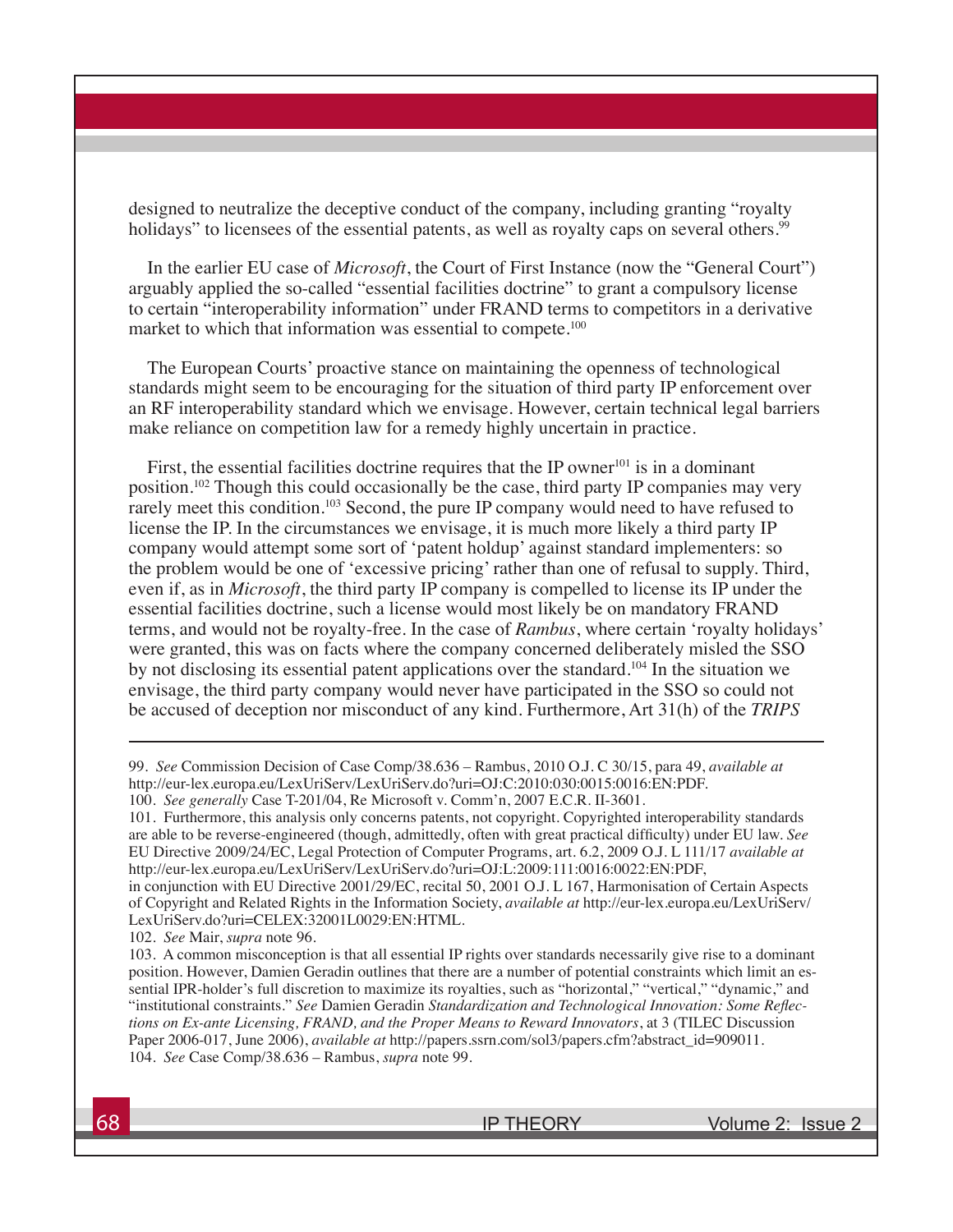designed to neutralize the deceptive conduct of the company, including granting "royalty holidays" to licensees of the essential patents, as well as royalty caps on several others.[99]

In the earlier EU case of *Microsoft*, the Court of First Instance (now the "General Court") arguably applied the so-called "essential facilities doctrine" to grant a compulsory license to certain "interoperability information" under FRAND terms to competitors in a derivative market to which that information was essential to compete.[100]

The European Courts' proactive stance on maintaining the openness of technological standards might seem to be encouraging for the situation of third party IP enforcement over an RF interoperability standard which we envisage. However, certain technical legal barriers make reliance on competition law for a remedy highly uncertain in practice.

First, the essential facilities doctrine requires that the IP owner[101] is in a dominant position.[102] Though this could occasionally be the case, third party IP companies may very rarely meet this condition.[103] Second, the pure IP company would need to have refused to license the IP. In the circumstances we envisage, it is much more likely a third party IP company would attempt some sort of 'patent holdup' against standard implementers: so the problem would be one of 'excessive pricing' rather than one of refusal to supply. Third, even if, as in *Microsoft*, the third party IP company is compelled to license its IP under the essential facilities doctrine, such a license would most likely be on mandatory FRAND terms, and would not be royalty-free. In the case of *Rambus*, where certain 'royalty holidays' were granted, this was on facts where the company concerned deliberately misled the SSO by not disclosing its essential patent applications over the standard.[104] In the situation we envisage, the third party company would never have participated in the SSO so could not be accused of deception nor misconduct of any kind. Furthermore, Art 31(h) of the *TRIPS*

---

99. *See* Commission Decision of Case Comp/38.636 – Rambus, 2010 O.J. C 30/15, para 49, *available at* http://eur-lex.europa.eu/LexUriServ/LexUriServ.do?uri=OJ:C:2010:030:0015:0016:EN:PDF.

100. *See generally* Case T-201/04, Re Microsoft v. Comm'n, 2007 E.C.R. II-3601.

101. Furthermore, this analysis only concerns patents, not copyright. Copyrighted interoperability standards are able to be reverse-engineered (though, admittedly, often with great practical difficulty) under EU law. *See* EU Directive 2009/24/EC, Legal Protection of Computer Programs, art. 6.2, 2009 O.J. L 111/17 *available at* http://eur-lex.europa.eu/LexUriServ/LexUriServ.do?uri=OJ:L:2009:111:0016:0022:EN:PDF, in conjunction with EU Directive 2001/29/EC, recital 50, 2001 O.J. L 167, Harmonisation of Certain Aspects of Copyright and Related Rights in the Information Society, *available at* http://eur-lex.europa.eu/LexUriServ/LexUriServ.do?uri=CELEX:32001L0029:EN:HTML.

102. *See* Mair, *supra* note 96.

103. A common misconception is that all essential IP rights over standards necessarily give rise to a dominant position. However, Damien Geradin outlines that there are a number of potential constraints which limit an essential IPR-holder's full discretion to maximize its royalties, such as "horizontal," "vertical," "dynamic," and "institutional constraints." *See* Damien Geradin *Standardization and Technological Innovation: Some Reflections on Ex-ante Licensing, FRAND, and the Proper Means to Reward Innovators*, at 3 (TILEC Discussion Paper 2006-017, June 2006), *available at* http://papers.ssrn.com/sol3/papers.cfm?abstract_id=909011.

104. *See* Case Comp/38.636 – Rambus, *supra* note 99.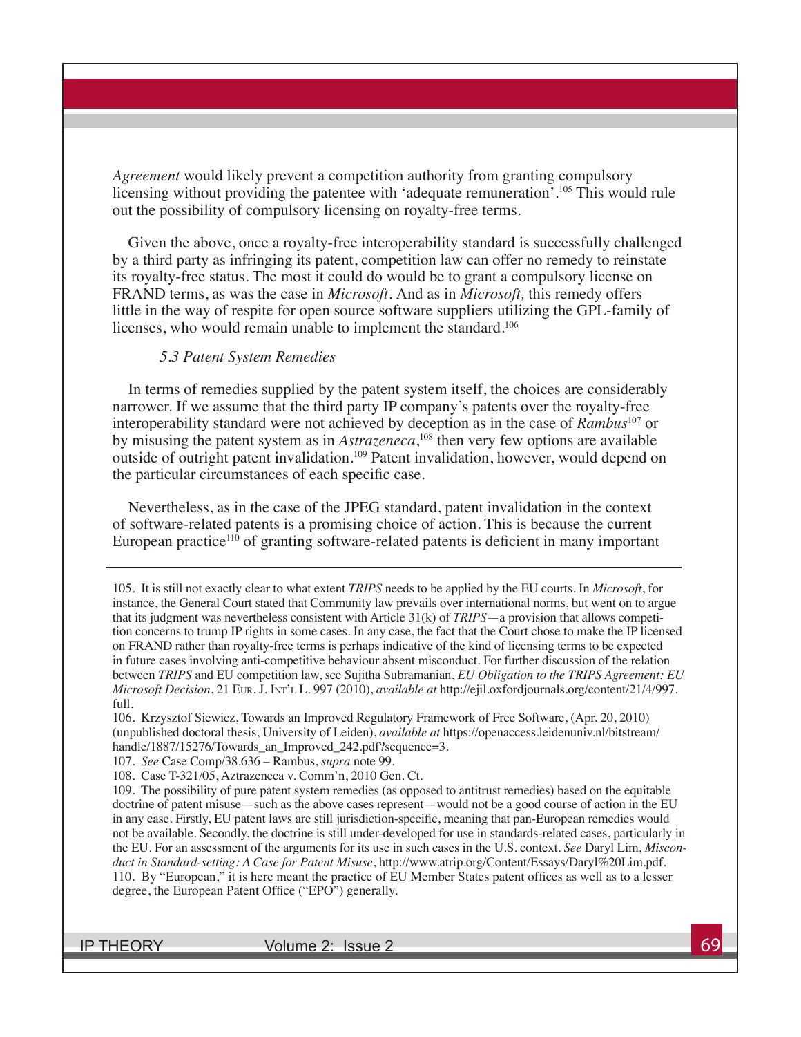*Agreement* would likely prevent a competition authority from granting compulsory licensing without providing the patentee with 'adequate remuneration'.[105] This would rule out the possibility of compulsory licensing on royalty-free terms.

Given the above, once a royalty-free interoperability standard is successfully challenged by a third party as infringing its patent, competition law can offer no remedy to reinstate its royalty-free status. The most it could do would be to grant a compulsory license on FRAND terms, as was the case in *Microsoft*. And as in *Microsoft,* this remedy offers little in the way of respite for open source software suppliers utilizing the GPL-family of licenses, who would remain unable to implement the standard.[106]

### *5.3 Patent System Remedies*

In terms of remedies supplied by the patent system itself, the choices are considerably narrower. If we assume that the third party IP company's patents over the royalty-free interoperability standard were not achieved by deception as in the case of *Rambus*[107] or by misusing the patent system as in *Astrazeneca*,[108] then very few options are available outside of outright patent invalidation.[109] Patent invalidation, however, would depend on the particular circumstances of each specific case.

Nevertheless, as in the case of the JPEG standard, patent invalidation in the context of software-related patents is a promising choice of action. This is because the current European practice[110] of granting software-related patents is deficient in many important

---

105. It is still not exactly clear to what extent *TRIPS* needs to be applied by the EU courts. In *Microsoft*, for instance, the General Court stated that Community law prevails over international norms, but went on to argue that its judgment was nevertheless consistent with Article 31(k) of *TRIPS*—a provision that allows competition concerns to trump IP rights in some cases. In any case, the fact that the Court chose to make the IP licensed on FRAND rather than royalty-free terms is perhaps indicative of the kind of licensing terms to be expected in future cases involving anti-competitive behaviour absent misconduct. For further discussion of the relation between *TRIPS* and EU competition law, see Sujitha Subramanian, *EU Obligation to the TRIPS Agreement: EU Microsoft Decision*, 21 Eur. J. Int'l L. 997 (2010), *available at* http://ejil.oxfordjournals.org/content/21/4/997.full.

106. Krzysztof Siewicz, Towards an Improved Regulatory Framework of Free Software, (Apr. 20, 2010) (unpublished doctoral thesis, University of Leiden), *available at* https://openaccess.leidenuniv.nl/bitstream/handle/1887/15276/Towards_an_Improved_242.pdf?sequence=3.

107. *See* Case Comp/38.636 – Rambus, *supra* note 99.

108. Case T-321/05, Aztrazeneca v. Comm'n, 2010 Gen. Ct.

109. The possibility of pure patent system remedies (as opposed to antitrust remedies) based on the equitable doctrine of patent misuse—such as the above cases represent—would not be a good course of action in the EU in any case. Firstly, EU patent laws are still jurisdiction-specific, meaning that pan-European remedies would not be available. Secondly, the doctrine is still under-developed for use in standards-related cases, particularly in the EU. For an assessment of the arguments for its use in such cases in the U.S. context. *See* Daryl Lim, *Misconduct in Standard-setting: A Case for Patent Misuse*, http://www.atrip.org/Content/Essays/Daryl%20Lim.pdf.

110. By "European," it is here meant the practice of EU Member States patent offices as well as to a lesser degree, the European Patent Office ("EPO") generally.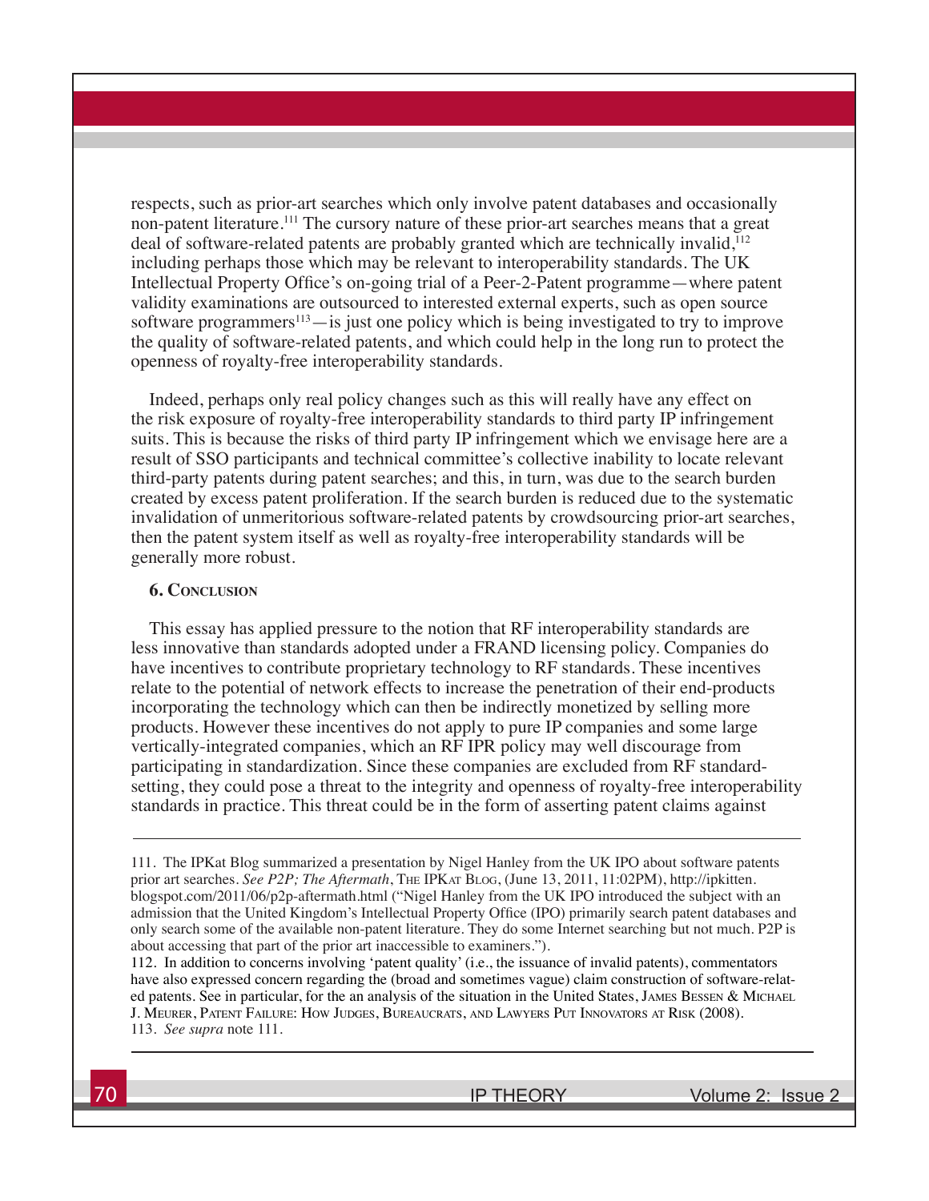respects, such as prior-art searches which only involve patent databases and occasionally non-patent literature.[111] The cursory nature of these prior-art searches means that a great deal of software-related patents are probably granted which are technically invalid,[112] including perhaps those which may be relevant to interoperability standards. The UK Intellectual Property Office's on-going trial of a Peer-2-Patent programme—where patent validity examinations are outsourced to interested external experts, such as open source software programmers[113]—is just one policy which is being investigated to try to improve the quality of software-related patents, and which could help in the long run to protect the openness of royalty-free interoperability standards.

Indeed, perhaps only real policy changes such as this will really have any effect on the risk exposure of royalty-free interoperability standards to third party IP infringement suits. This is because the risks of third party IP infringement which we envisage here are a result of SSO participants and technical committee's collective inability to locate relevant third-party patents during patent searches; and this, in turn, was due to the search burden created by excess patent proliferation. If the search burden is reduced due to the systematic invalidation of unmeritorious software-related patents by crowdsourcing prior-art searches, then the patent system itself as well as royalty-free interoperability standards will be generally more robust.

## 6. Conclusion

This essay has applied pressure to the notion that RF interoperability standards are less innovative than standards adopted under a FRAND licensing policy. Companies do have incentives to contribute proprietary technology to RF standards. These incentives relate to the potential of network effects to increase the penetration of their end-products incorporating the technology which can then be indirectly monetized by selling more products. However these incentives do not apply to pure IP companies and some large vertically-integrated companies, which an RF IPR policy may well discourage from participating in standardization. Since these companies are excluded from RF standard-setting, they could pose a threat to the integrity and openness of royalty-free interoperability standards in practice. This threat could be in the form of asserting patent claims against

---

111. The IPKat Blog summarized a presentation by Nigel Hanley from the UK IPO about software patents prior art searches. *See P2P; The Aftermath*, The IPKat Blog, (June 13, 2011, 11:02PM), http://ipkitten.blogspot.com/2011/06/p2p-aftermath.html ("Nigel Hanley from the UK IPO introduced the subject with an admission that the United Kingdom's Intellectual Property Office (IPO) primarily search patent databases and only search some of the available non-patent literature. They do some Internet searching but not much. P2P is about accessing that part of the prior art inaccessible to examiners.").

112. In addition to concerns involving 'patent quality' (i.e., the issuance of invalid patents), commentators have also expressed concern regarding the (broad and sometimes vague) claim construction of software-related patents. See in particular, for the an analysis of the situation in the United States, James Bessen & Michael J. Meurer, Patent Failure: How Judges, Bureaucrats, and Lawyers Put Innovators at Risk (2008).

113. *See supra* note 111.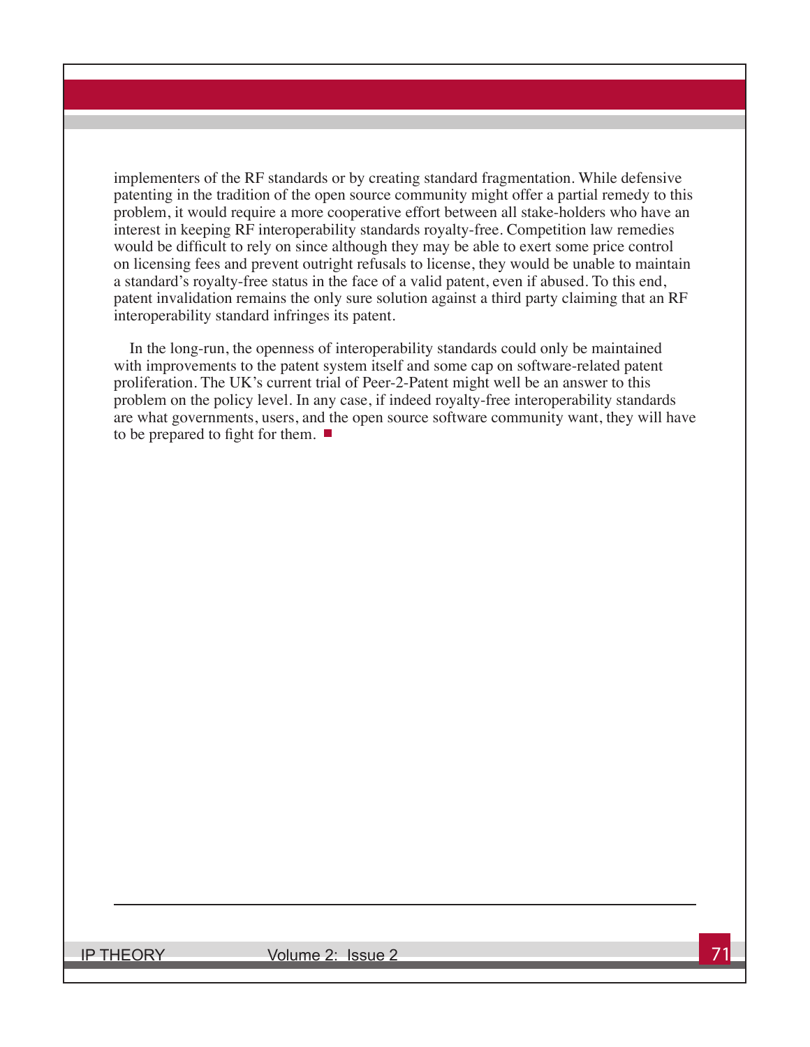implementers of the RF standards or by creating standard fragmentation. While defensive patenting in the tradition of the open source community might offer a partial remedy to this problem, it would require a more cooperative effort between all stake-holders who have an interest in keeping RF interoperability standards royalty-free. Competition law remedies would be difficult to rely on since although they may be able to exert some price control on licensing fees and prevent outright refusals to license, they would be unable to maintain a standard's royalty-free status in the face of a valid patent, even if abused. To this end, patent invalidation remains the only sure solution against a third party claiming that an RF interoperability standard infringes its patent.

In the long-run, the openness of interoperability standards could only be maintained with improvements to the patent system itself and some cap on software-related patent proliferation. The UK's current trial of Peer-2-Patent might well be an answer to this problem on the policy level. In any case, if indeed royalty-free interoperability standards are what governments, users, and the open source software community want, they will have to be prepared to fight for them. ■